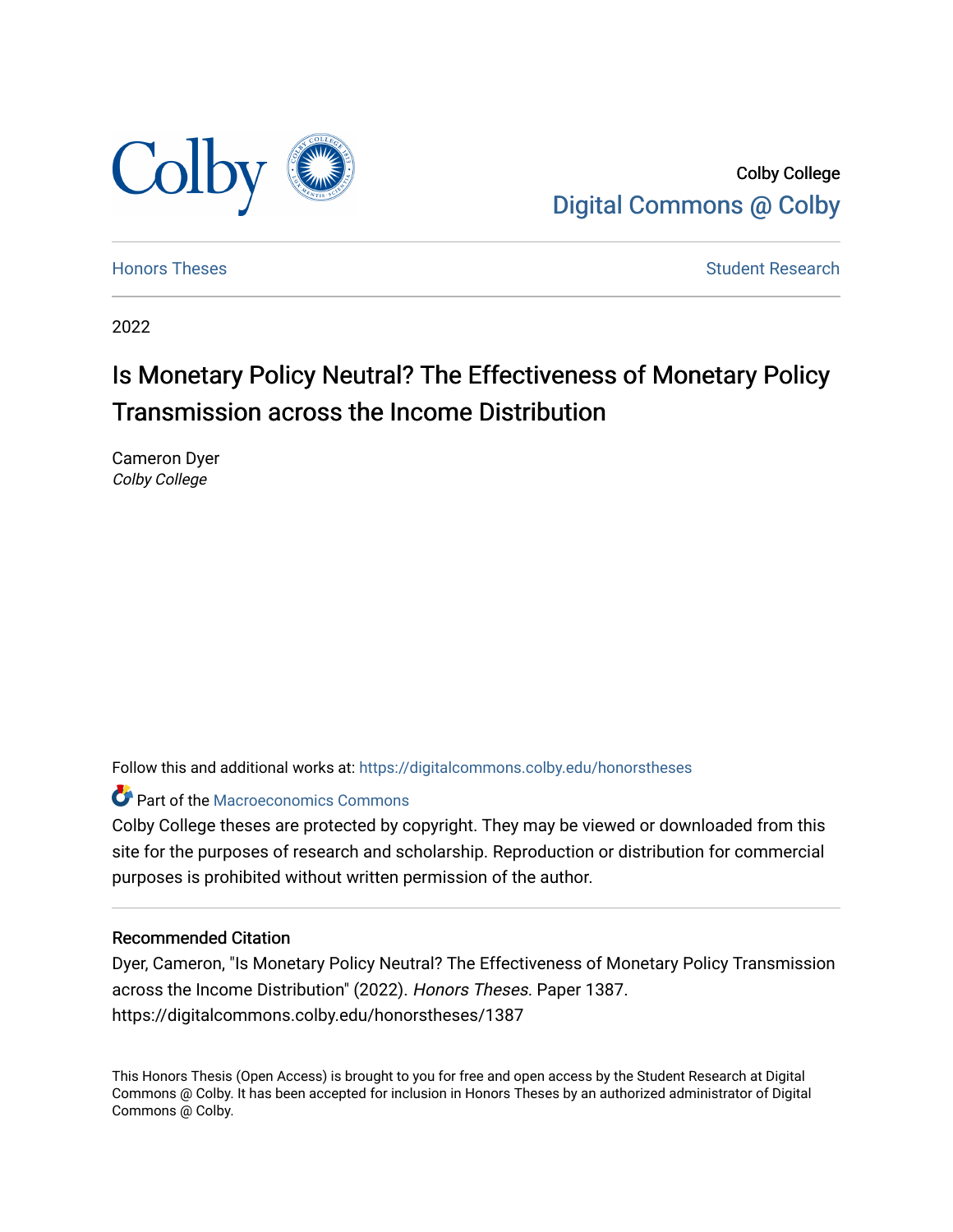Colby College
Digital Commons @ Colby

Honors Theses | Student Research

2022

# Is Monetary Policy Neutral? The Effectiveness of Monetary Policy Transmission across the Income Distribution

Cameron Dyer
*Colby College*

Follow this and additional works at: https://digitalcommons.colby.edu/honorstheses

Part of the Macroeconomics Commons

Colby College theses are protected by copyright. They may be viewed or downloaded from this site for the purposes of research and scholarship. Reproduction or distribution for commercial purposes is prohibited without written permission of the author.

## Recommended Citation

Dyer, Cameron, "Is Monetary Policy Neutral? The Effectiveness of Monetary Policy Transmission across the Income Distribution" (2022). *Honors Theses.* Paper 1387.
https://digitalcommons.colby.edu/honorstheses/1387

This Honors Thesis (Open Access) is brought to you for free and open access by the Student Research at Digital Commons @ Colby. It has been accepted for inclusion in Honors Theses by an authorized administrator of Digital Commons @ Colby.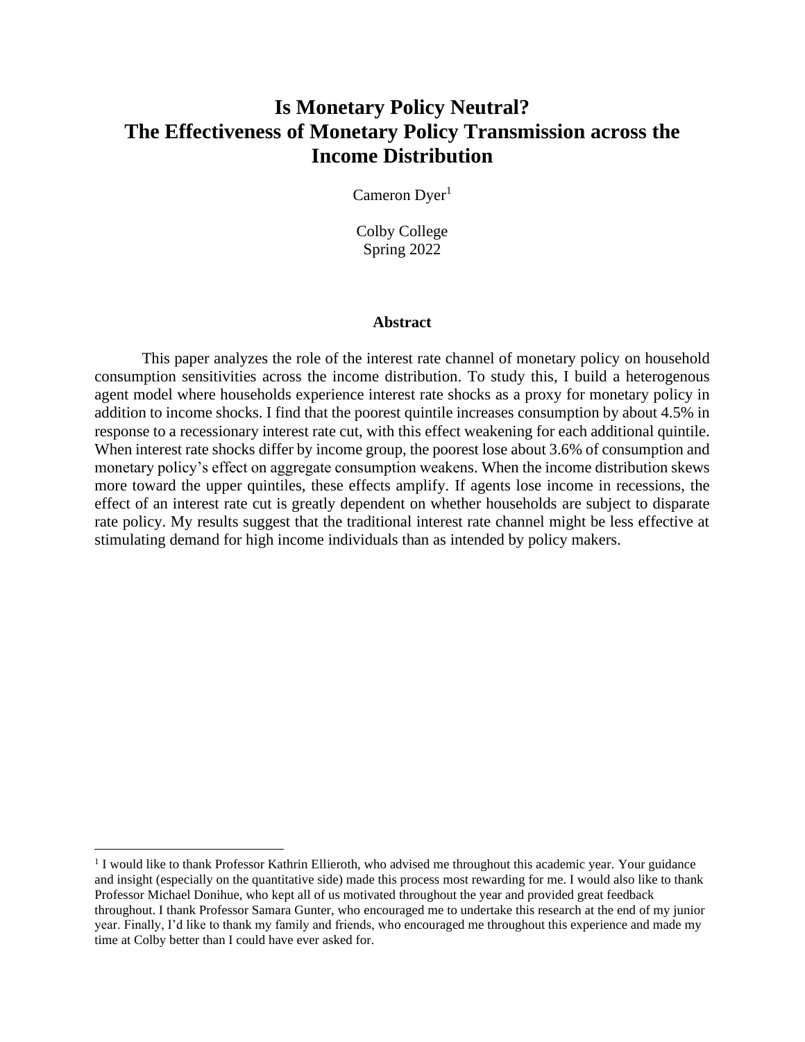# Is Monetary Policy Neutral? The Effectiveness of Monetary Policy Transmission across the Income Distribution

Cameron Dyer[1]

Colby College
Spring 2022

### Abstract

This paper analyzes the role of the interest rate channel of monetary policy on household consumption sensitivities across the income distribution. To study this, I build a heterogenous agent model where households experience interest rate shocks as a proxy for monetary policy in addition to income shocks. I find that the poorest quintile increases consumption by about 4.5% in response to a recessionary interest rate cut, with this effect weakening for each additional quintile. When interest rate shocks differ by income group, the poorest lose about 3.6% of consumption and monetary policy's effect on aggregate consumption weakens. When the income distribution skews more toward the upper quintiles, these effects amplify. If agents lose income in recessions, the effect of an interest rate cut is greatly dependent on whether households are subject to disparate rate policy. My results suggest that the traditional interest rate channel might be less effective at stimulating demand for high income individuals than as intended by policy makers.

---

[1] I would like to thank Professor Kathrin Ellieroth, who advised me throughout this academic year. Your guidance and insight (especially on the quantitative side) made this process most rewarding for me. I would also like to thank Professor Michael Donihue, who kept all of us motivated throughout the year and provided great feedback throughout. I thank Professor Samara Gunter, who encouraged me to undertake this research at the end of my junior year. Finally, I'd like to thank my family and friends, who encouraged me throughout this experience and made my time at Colby better than I could have ever asked for.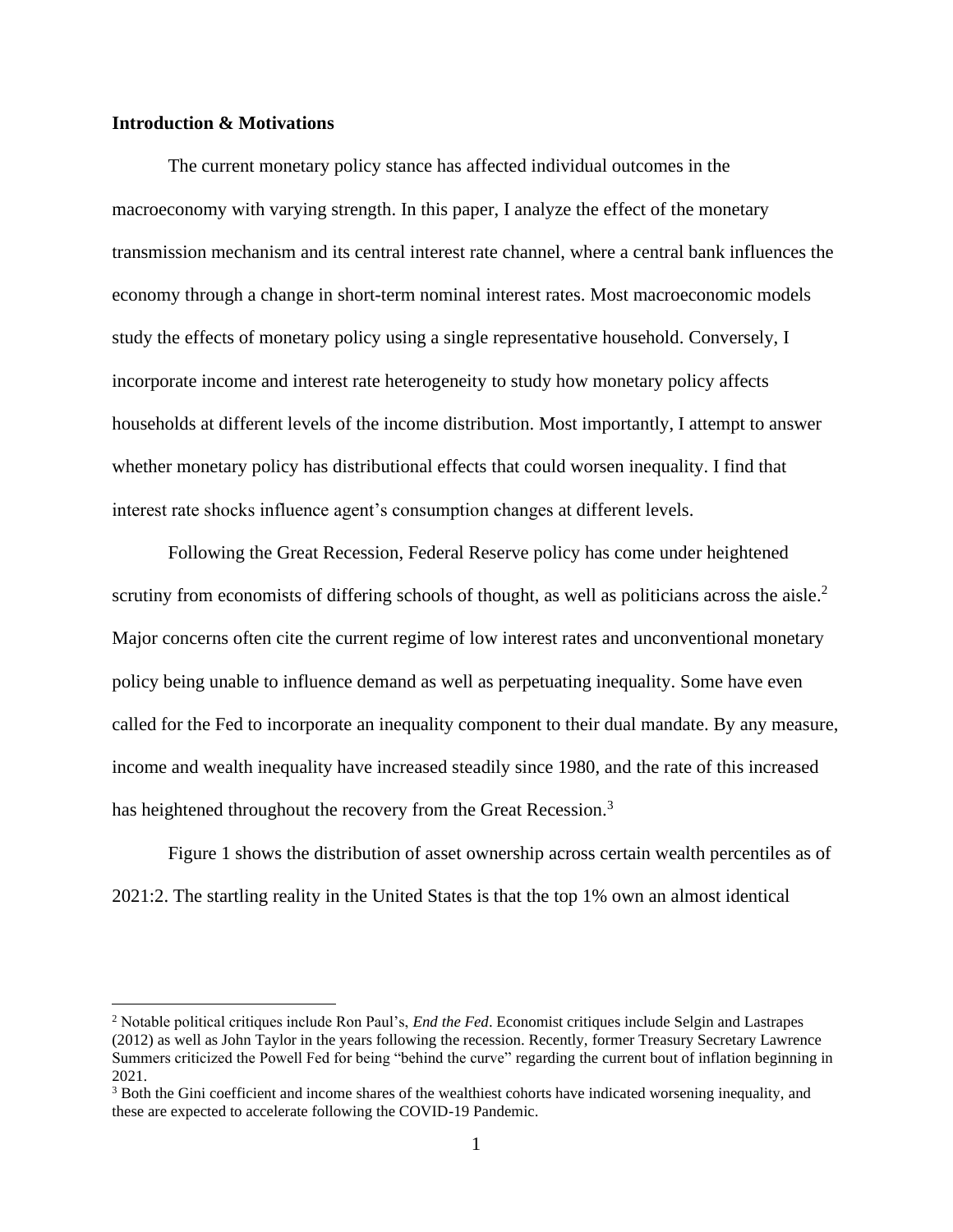**Introduction & Motivations**

The current monetary policy stance has affected individual outcomes in the macroeconomy with varying strength. In this paper, I analyze the effect of the monetary transmission mechanism and its central interest rate channel, where a central bank influences the economy through a change in short-term nominal interest rates. Most macroeconomic models study the effects of monetary policy using a single representative household. Conversely, I incorporate income and interest rate heterogeneity to study how monetary policy affects households at different levels of the income distribution. Most importantly, I attempt to answer whether monetary policy has distributional effects that could worsen inequality. I find that interest rate shocks influence agent's consumption changes at different levels.

Following the Great Recession, Federal Reserve policy has come under heightened scrutiny from economists of differing schools of thought, as well as politicians across the aisle.[2] Major concerns often cite the current regime of low interest rates and unconventional monetary policy being unable to influence demand as well as perpetuating inequality. Some have even called for the Fed to incorporate an inequality component to their dual mandate. By any measure, income and wealth inequality have increased steadily since 1980, and the rate of this increased has heightened throughout the recovery from the Great Recession.[3]

Figure 1 shows the distribution of asset ownership across certain wealth percentiles as of 2021:2. The startling reality in the United States is that the top 1% own an almost identical

---

[2] Notable political critiques include Ron Paul's, *End the Fed*. Economist critiques include Selgin and Lastrapes (2012) as well as John Taylor in the years following the recession. Recently, former Treasury Secretary Lawrence Summers criticized the Powell Fed for being "behind the curve" regarding the current bout of inflation beginning in 2021.

[3] Both the Gini coefficient and income shares of the wealthiest cohorts have indicated worsening inequality, and these are expected to accelerate following the COVID-19 Pandemic.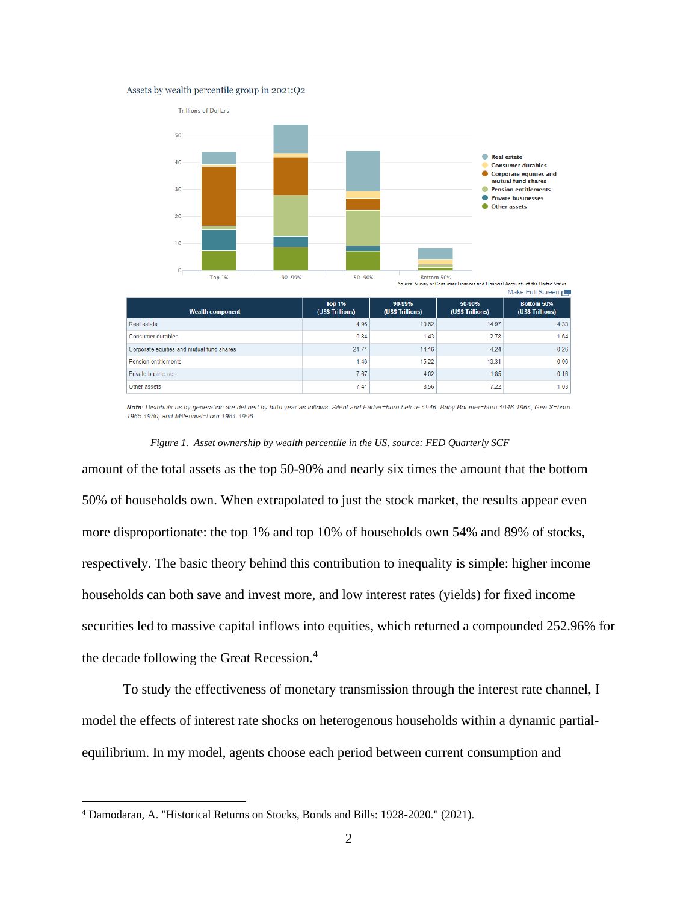Assets by wealth percentile group in 2021:Q2

| Wealth component | Top 1% (US$ Trillions) | 90-99% (US$ Trillions) | 50-90% (US$ Trillions) | Bottom 50% (US$ Trillions) |
|---|---|---|---|---|
| Real estate | 4.96 | 10.62 | 14.97 | 4.33 |
| Consumer durables | 0.84 | 1.43 | 2.78 | 1.64 |
| Corporate equities and mutual fund shares | 21.71 | 14.16 | 4.24 | 0.26 |
| Pension entitlements | 1.46 | 15.22 | 13.31 | 0.96 |
| Private businesses | 7.67 | 4.02 | 1.85 | 0.16 |
| Other assets | 7.41 | 8.56 | 7.22 | 1.03 |

*Note: Distributions by generation are defined by birth year as follows: Silent and Earlier=born before 1946, Baby Boomer=born 1946-1964, Gen X=born 1965-1980, and Millennial=born 1981-1996.*

*Figure 1. Asset ownership by wealth percentile in the US, source: FED Quarterly SCF*

amount of the total assets as the top 50-90% and nearly six times the amount that the bottom 50% of households own. When extrapolated to just the stock market, the results appear even more disproportionate: the top 1% and top 10% of households own 54% and 89% of stocks, respectively. The basic theory behind this contribution to inequality is simple: higher income households can both save and invest more, and low interest rates (yields) for fixed income securities led to massive capital inflows into equities, which returned a compounded 252.96% for the decade following the Great Recession.[4]

To study the effectiveness of monetary transmission through the interest rate channel, I model the effects of interest rate shocks on heterogenous households within a dynamic partial-equilibrium. In my model, agents choose each period between current consumption and

[4] Damodaran, A. "Historical Returns on Stocks, Bonds and Bills: 1928-2020." (2021).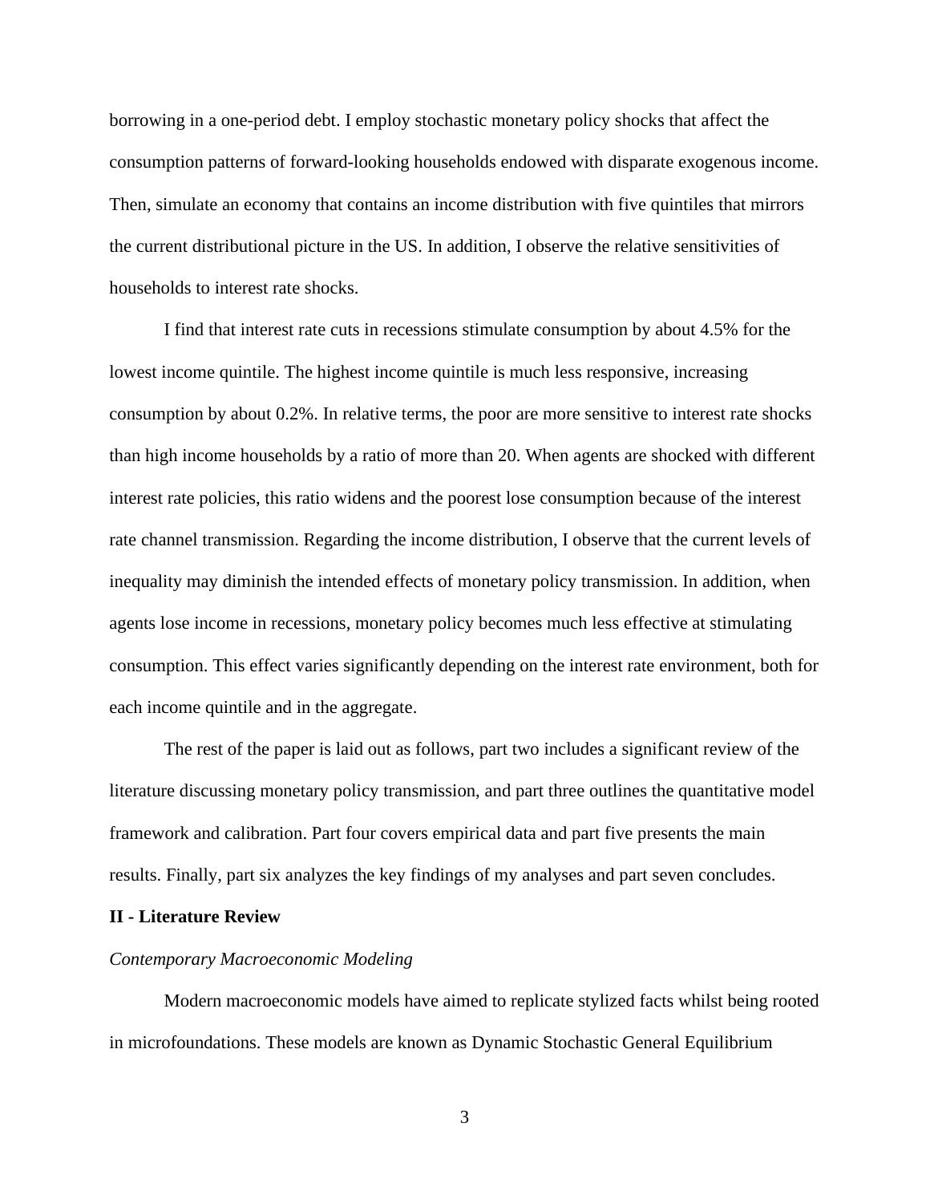borrowing in a one-period debt. I employ stochastic monetary policy shocks that affect the consumption patterns of forward-looking households endowed with disparate exogenous income. Then, simulate an economy that contains an income distribution with five quintiles that mirrors the current distributional picture in the US. In addition, I observe the relative sensitivities of households to interest rate shocks.

I find that interest rate cuts in recessions stimulate consumption by about 4.5% for the lowest income quintile. The highest income quintile is much less responsive, increasing consumption by about 0.2%. In relative terms, the poor are more sensitive to interest rate shocks than high income households by a ratio of more than 20. When agents are shocked with different interest rate policies, this ratio widens and the poorest lose consumption because of the interest rate channel transmission. Regarding the income distribution, I observe that the current levels of inequality may diminish the intended effects of monetary policy transmission. In addition, when agents lose income in recessions, monetary policy becomes much less effective at stimulating consumption. This effect varies significantly depending on the interest rate environment, both for each income quintile and in the aggregate.

The rest of the paper is laid out as follows, part two includes a significant review of the literature discussing monetary policy transmission, and part three outlines the quantitative model framework and calibration. Part four covers empirical data and part five presents the main results. Finally, part six analyzes the key findings of my analyses and part seven concludes.

## II - Literature Review

*Contemporary Macroeconomic Modeling*

Modern macroeconomic models have aimed to replicate stylized facts whilst being rooted in microfoundations. These models are known as Dynamic Stochastic General Equilibrium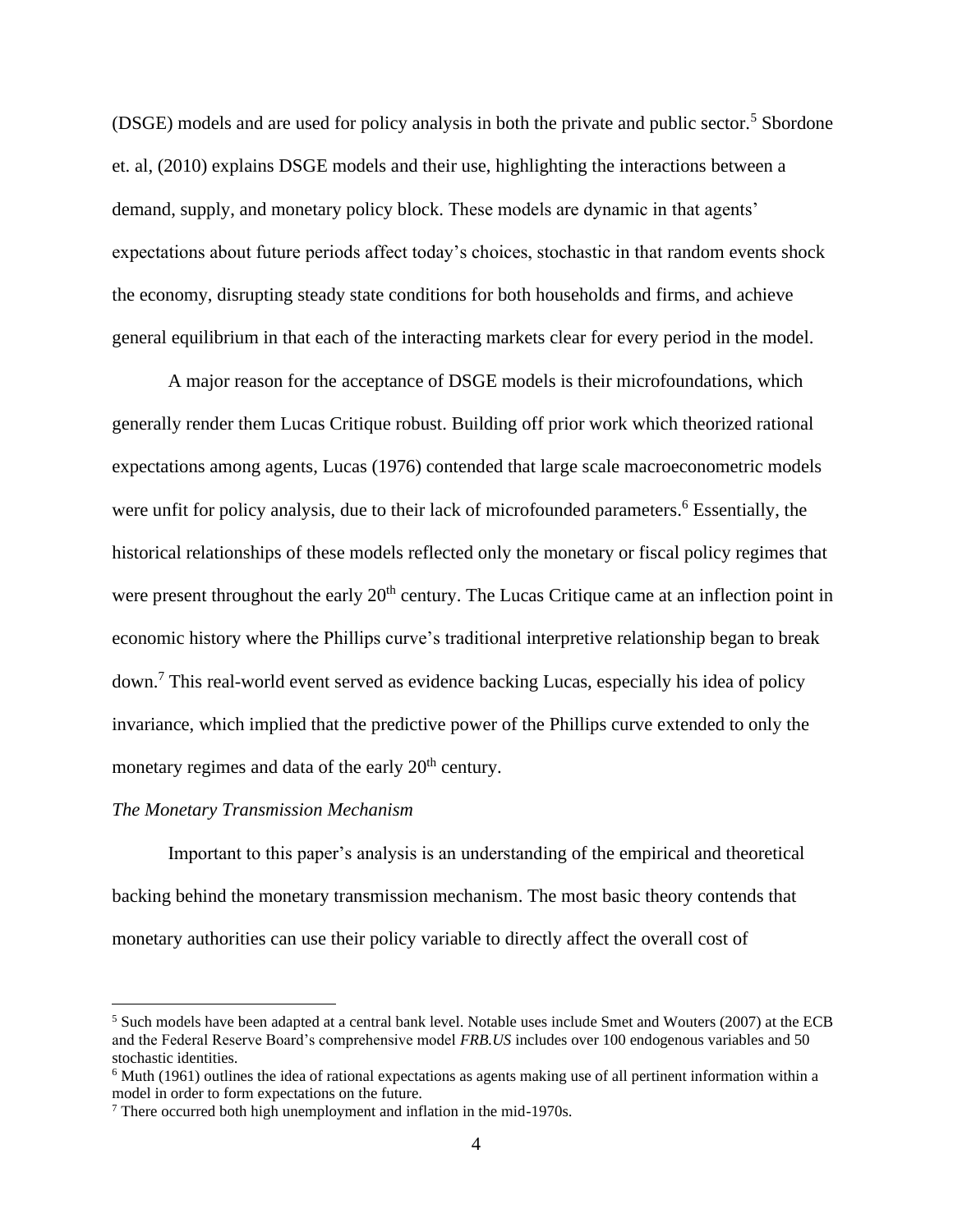(DSGE) models and are used for policy analysis in both the private and public sector.[5] Sbordone et. al, (2010) explains DSGE models and their use, highlighting the interactions between a demand, supply, and monetary policy block. These models are dynamic in that agents' expectations about future periods affect today's choices, stochastic in that random events shock the economy, disrupting steady state conditions for both households and firms, and achieve general equilibrium in that each of the interacting markets clear for every period in the model.

A major reason for the acceptance of DSGE models is their microfoundations, which generally render them Lucas Critique robust. Building off prior work which theorized rational expectations among agents, Lucas (1976) contended that large scale macroeconometric models were unfit for policy analysis, due to their lack of microfounded parameters.[6] Essentially, the historical relationships of these models reflected only the monetary or fiscal policy regimes that were present throughout the early 20th century. The Lucas Critique came at an inflection point in economic history where the Phillips curve's traditional interpretive relationship began to break down.[7] This real-world event served as evidence backing Lucas, especially his idea of policy invariance, which implied that the predictive power of the Phillips curve extended to only the monetary regimes and data of the early 20th century.

*The Monetary Transmission Mechanism*

Important to this paper's analysis is an understanding of the empirical and theoretical backing behind the monetary transmission mechanism. The most basic theory contends that monetary authorities can use their policy variable to directly affect the overall cost of

---

[5] Such models have been adapted at a central bank level. Notable uses include Smet and Wouters (2007) at the ECB and the Federal Reserve Board's comprehensive model *FRB.US* includes over 100 endogenous variables and 50 stochastic identities.

[6] Muth (1961) outlines the idea of rational expectations as agents making use of all pertinent information within a model in order to form expectations on the future.

[7] There occurred both high unemployment and inflation in the mid-1970s.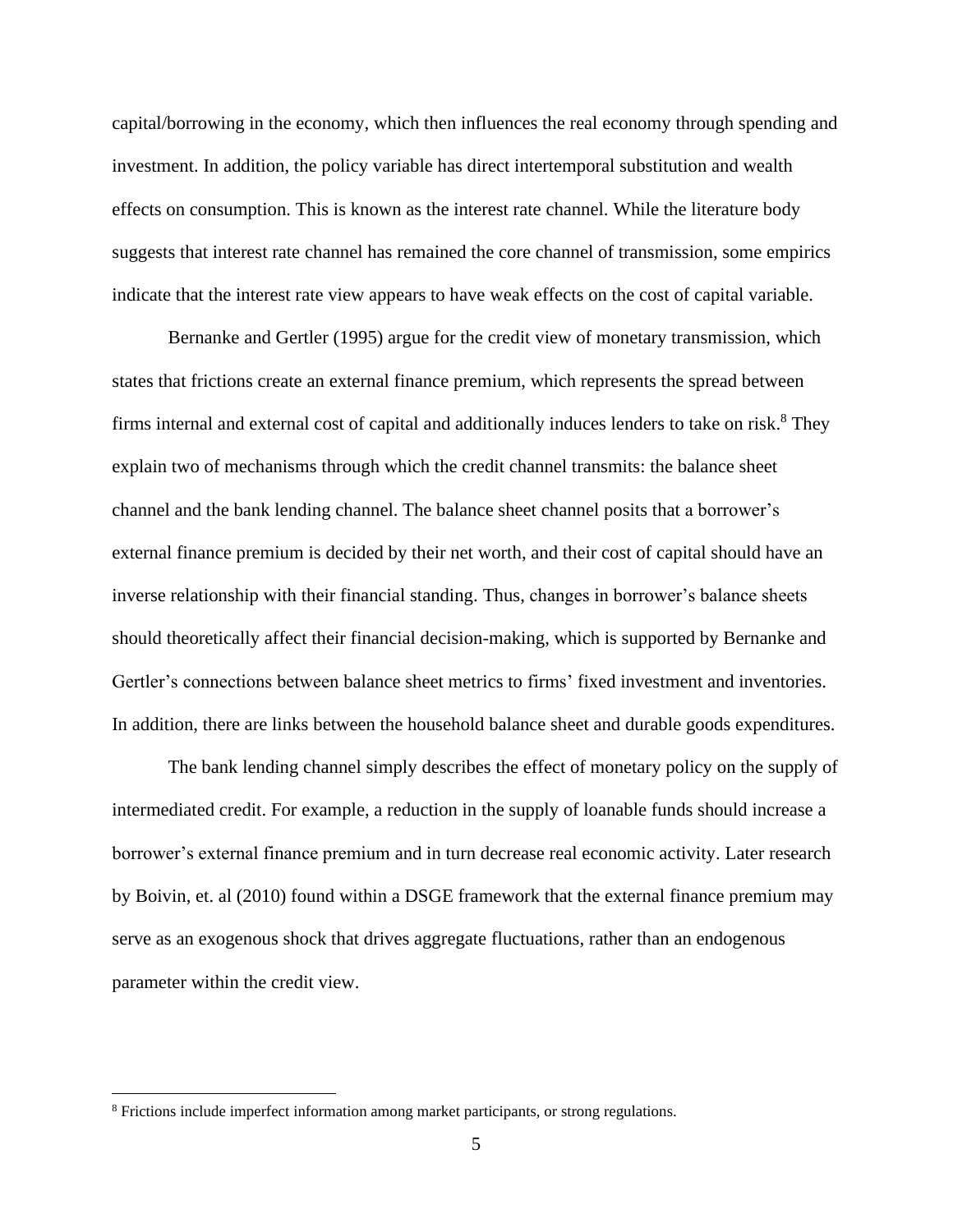capital/borrowing in the economy, which then influences the real economy through spending and investment. In addition, the policy variable has direct intertemporal substitution and wealth effects on consumption. This is known as the interest rate channel. While the literature body suggests that interest rate channel has remained the core channel of transmission, some empirics indicate that the interest rate view appears to have weak effects on the cost of capital variable.

Bernanke and Gertler (1995) argue for the credit view of monetary transmission, which states that frictions create an external finance premium, which represents the spread between firms internal and external cost of capital and additionally induces lenders to take on risk.[8] They explain two of mechanisms through which the credit channel transmits: the balance sheet channel and the bank lending channel. The balance sheet channel posits that a borrower's external finance premium is decided by their net worth, and their cost of capital should have an inverse relationship with their financial standing. Thus, changes in borrower's balance sheets should theoretically affect their financial decision-making, which is supported by Bernanke and Gertler's connections between balance sheet metrics to firms' fixed investment and inventories. In addition, there are links between the household balance sheet and durable goods expenditures.

The bank lending channel simply describes the effect of monetary policy on the supply of intermediated credit. For example, a reduction in the supply of loanable funds should increase a borrower's external finance premium and in turn decrease real economic activity. Later research by Boivin, et. al (2010) found within a DSGE framework that the external finance premium may serve as an exogenous shock that drives aggregate fluctuations, rather than an endogenous parameter within the credit view.

[8] Frictions include imperfect information among market participants, or strong regulations.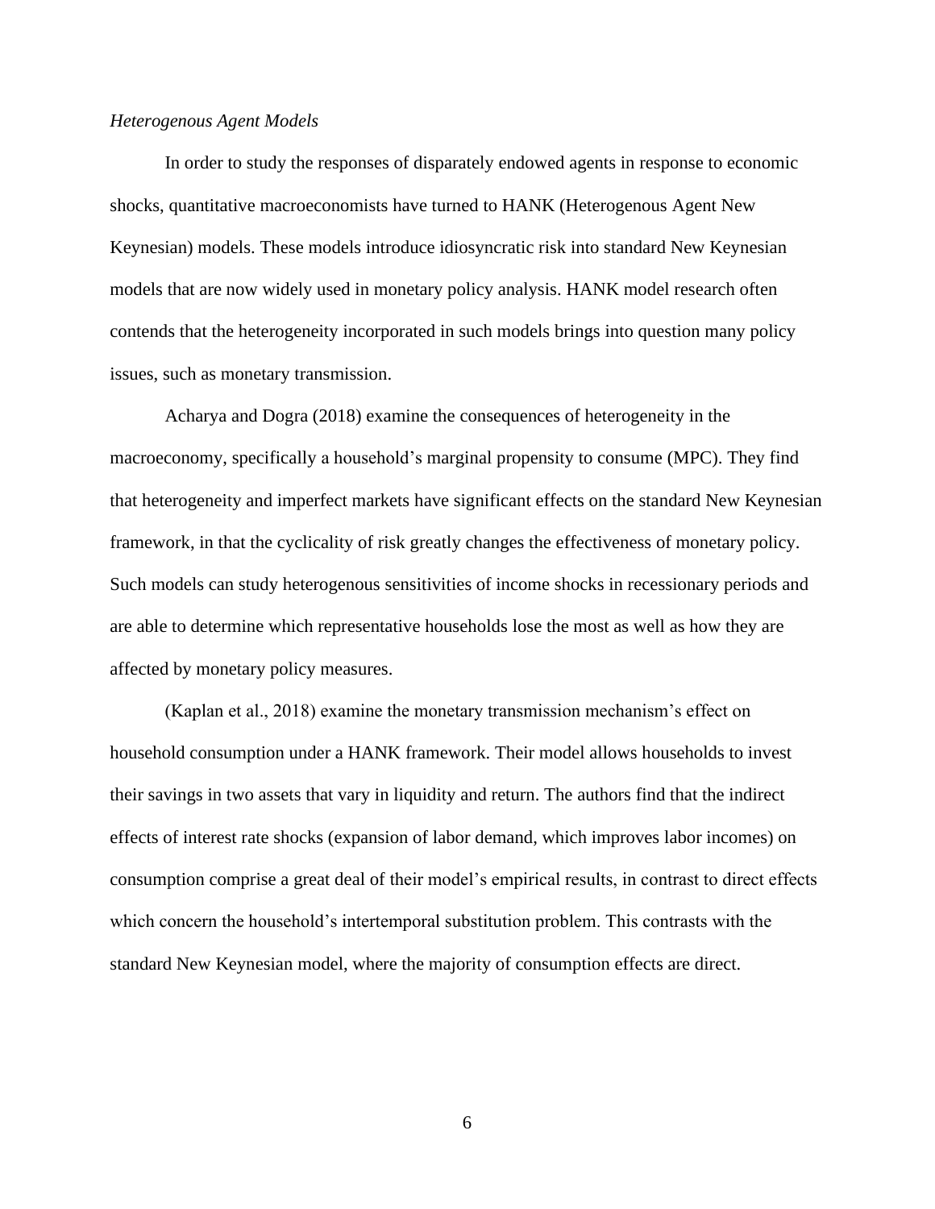*Heterogenous Agent Models*

In order to study the responses of disparately endowed agents in response to economic shocks, quantitative macroeconomists have turned to HANK (Heterogenous Agent New Keynesian) models. These models introduce idiosyncratic risk into standard New Keynesian models that are now widely used in monetary policy analysis. HANK model research often contends that the heterogeneity incorporated in such models brings into question many policy issues, such as monetary transmission.

Acharya and Dogra (2018) examine the consequences of heterogeneity in the macroeconomy, specifically a household's marginal propensity to consume (MPC). They find that heterogeneity and imperfect markets have significant effects on the standard New Keynesian framework, in that the cyclicality of risk greatly changes the effectiveness of monetary policy. Such models can study heterogenous sensitivities of income shocks in recessionary periods and are able to determine which representative households lose the most as well as how they are affected by monetary policy measures.

(Kaplan et al., 2018) examine the monetary transmission mechanism's effect on household consumption under a HANK framework. Their model allows households to invest their savings in two assets that vary in liquidity and return. The authors find that the indirect effects of interest rate shocks (expansion of labor demand, which improves labor incomes) on consumption comprise a great deal of their model's empirical results, in contrast to direct effects which concern the household's intertemporal substitution problem. This contrasts with the standard New Keynesian model, where the majority of consumption effects are direct.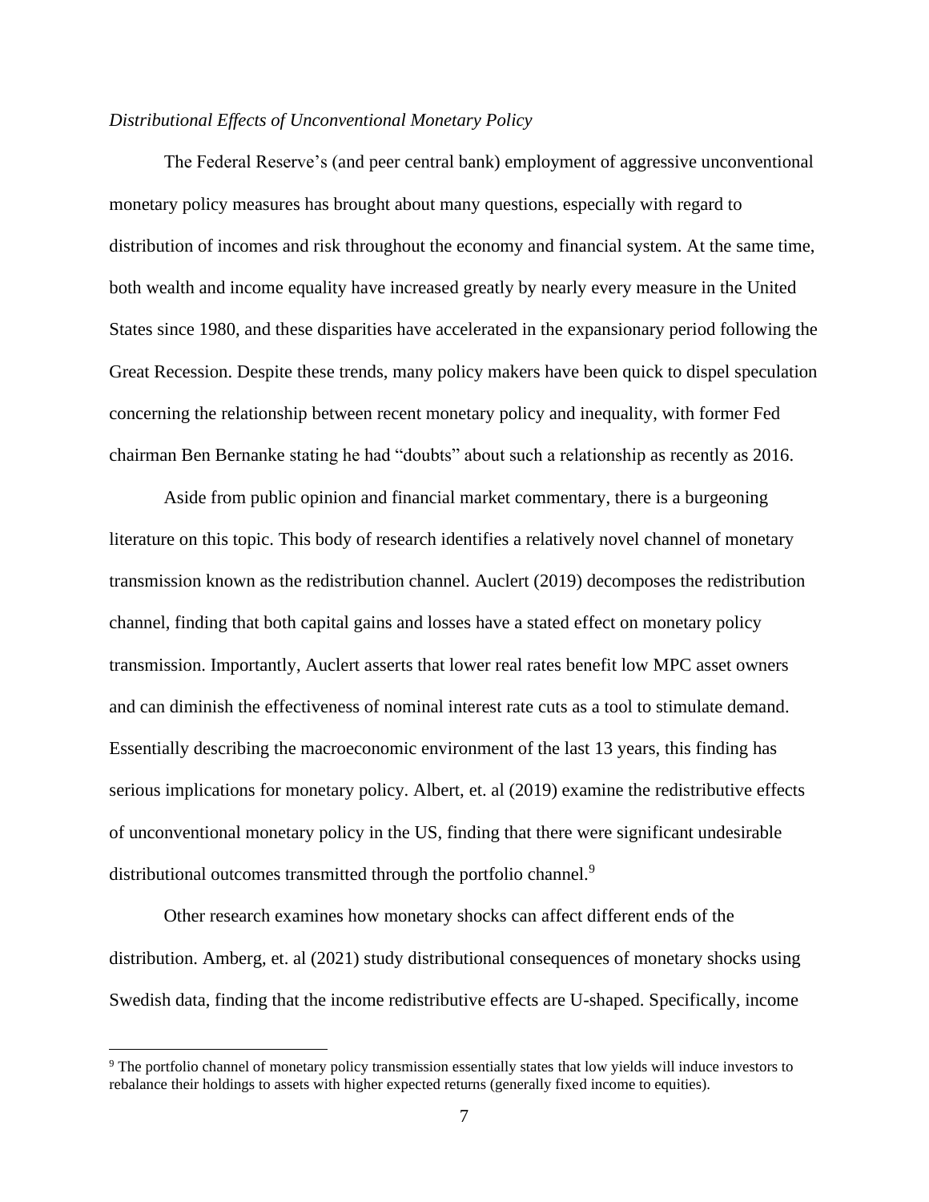*Distributional Effects of Unconventional Monetary Policy*

The Federal Reserve's (and peer central bank) employment of aggressive unconventional monetary policy measures has brought about many questions, especially with regard to distribution of incomes and risk throughout the economy and financial system. At the same time, both wealth and income equality have increased greatly by nearly every measure in the United States since 1980, and these disparities have accelerated in the expansionary period following the Great Recession. Despite these trends, many policy makers have been quick to dispel speculation concerning the relationship between recent monetary policy and inequality, with former Fed chairman Ben Bernanke stating he had "doubts" about such a relationship as recently as 2016.

Aside from public opinion and financial market commentary, there is a burgeoning literature on this topic. This body of research identifies a relatively novel channel of monetary transmission known as the redistribution channel. Auclert (2019) decomposes the redistribution channel, finding that both capital gains and losses have a stated effect on monetary policy transmission. Importantly, Auclert asserts that lower real rates benefit low MPC asset owners and can diminish the effectiveness of nominal interest rate cuts as a tool to stimulate demand. Essentially describing the macroeconomic environment of the last 13 years, this finding has serious implications for monetary policy. Albert, et. al (2019) examine the redistributive effects of unconventional monetary policy in the US, finding that there were significant undesirable distributional outcomes transmitted through the portfolio channel.[9]

Other research examines how monetary shocks can affect different ends of the distribution. Amberg, et. al (2021) study distributional consequences of monetary shocks using Swedish data, finding that the income redistributive effects are U-shaped. Specifically, income

[9] The portfolio channel of monetary policy transmission essentially states that low yields will induce investors to rebalance their holdings to assets with higher expected returns (generally fixed income to equities).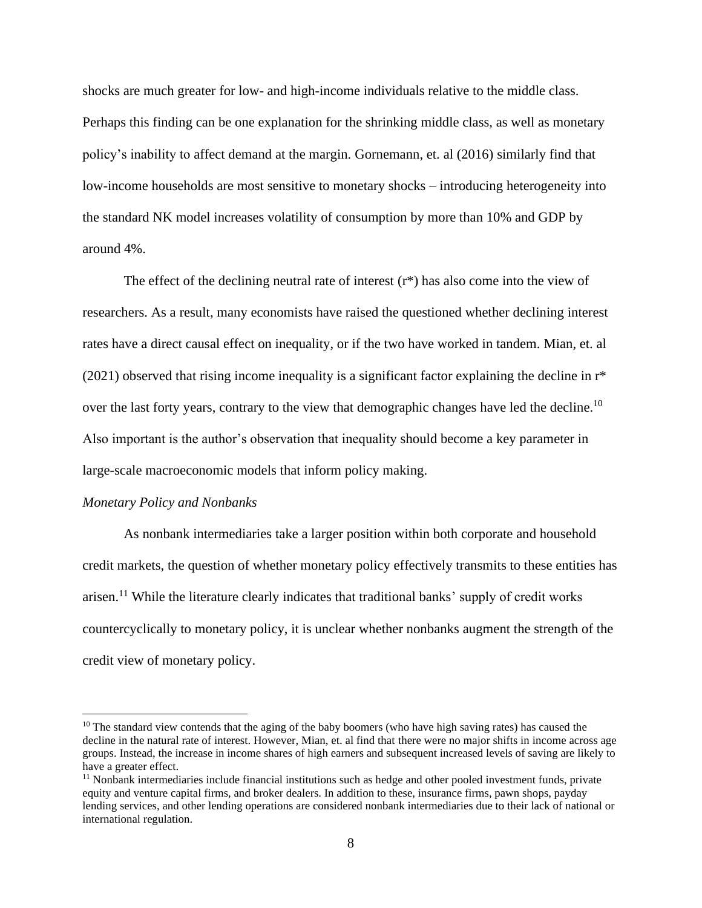shocks are much greater for low- and high-income individuals relative to the middle class. Perhaps this finding can be one explanation for the shrinking middle class, as well as monetary policy's inability to affect demand at the margin. Gornemann, et. al (2016) similarly find that low-income households are most sensitive to monetary shocks – introducing heterogeneity into the standard NK model increases volatility of consumption by more than 10% and GDP by around 4%.

The effect of the declining neutral rate of interest (r*) has also come into the view of researchers. As a result, many economists have raised the questioned whether declining interest rates have a direct causal effect on inequality, or if the two have worked in tandem. Mian, et. al (2021) observed that rising income inequality is a significant factor explaining the decline in r* over the last forty years, contrary to the view that demographic changes have led the decline.[10] Also important is the author's observation that inequality should become a key parameter in large-scale macroeconomic models that inform policy making.

*Monetary Policy and Nonbanks*

As nonbank intermediaries take a larger position within both corporate and household credit markets, the question of whether monetary policy effectively transmits to these entities has arisen.[11] While the literature clearly indicates that traditional banks' supply of credit works countercyclically to monetary policy, it is unclear whether nonbanks augment the strength of the credit view of monetary policy.

[10] The standard view contends that the aging of the baby boomers (who have high saving rates) has caused the decline in the natural rate of interest. However, Mian, et. al find that there were no major shifts in income across age groups. Instead, the increase in income shares of high earners and subsequent increased levels of saving are likely to have a greater effect.

[11] Nonbank intermediaries include financial institutions such as hedge and other pooled investment funds, private equity and venture capital firms, and broker dealers. In addition to these, insurance firms, pawn shops, payday lending services, and other lending operations are considered nonbank intermediaries due to their lack of national or international regulation.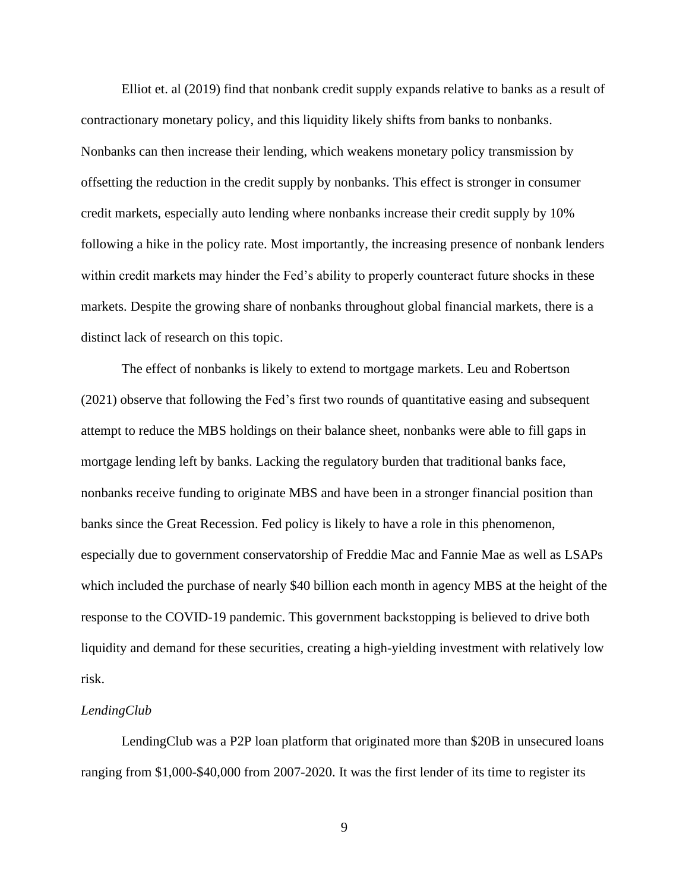Elliot et. al (2019) find that nonbank credit supply expands relative to banks as a result of contractionary monetary policy, and this liquidity likely shifts from banks to nonbanks. Nonbanks can then increase their lending, which weakens monetary policy transmission by offsetting the reduction in the credit supply by nonbanks. This effect is stronger in consumer credit markets, especially auto lending where nonbanks increase their credit supply by 10% following a hike in the policy rate. Most importantly, the increasing presence of nonbank lenders within credit markets may hinder the Fed's ability to properly counteract future shocks in these markets. Despite the growing share of nonbanks throughout global financial markets, there is a distinct lack of research on this topic.

The effect of nonbanks is likely to extend to mortgage markets. Leu and Robertson (2021) observe that following the Fed's first two rounds of quantitative easing and subsequent attempt to reduce the MBS holdings on their balance sheet, nonbanks were able to fill gaps in mortgage lending left by banks. Lacking the regulatory burden that traditional banks face, nonbanks receive funding to originate MBS and have been in a stronger financial position than banks since the Great Recession. Fed policy is likely to have a role in this phenomenon, especially due to government conservatorship of Freddie Mac and Fannie Mae as well as LSAPs which included the purchase of nearly $40 billion each month in agency MBS at the height of the response to the COVID-19 pandemic. This government backstopping is believed to drive both liquidity and demand for these securities, creating a high-yielding investment with relatively low risk.

### *LendingClub*

LendingClub was a P2P loan platform that originated more than $20B in unsecured loans ranging from $1,000-$40,000 from 2007-2020. It was the first lender of its time to register its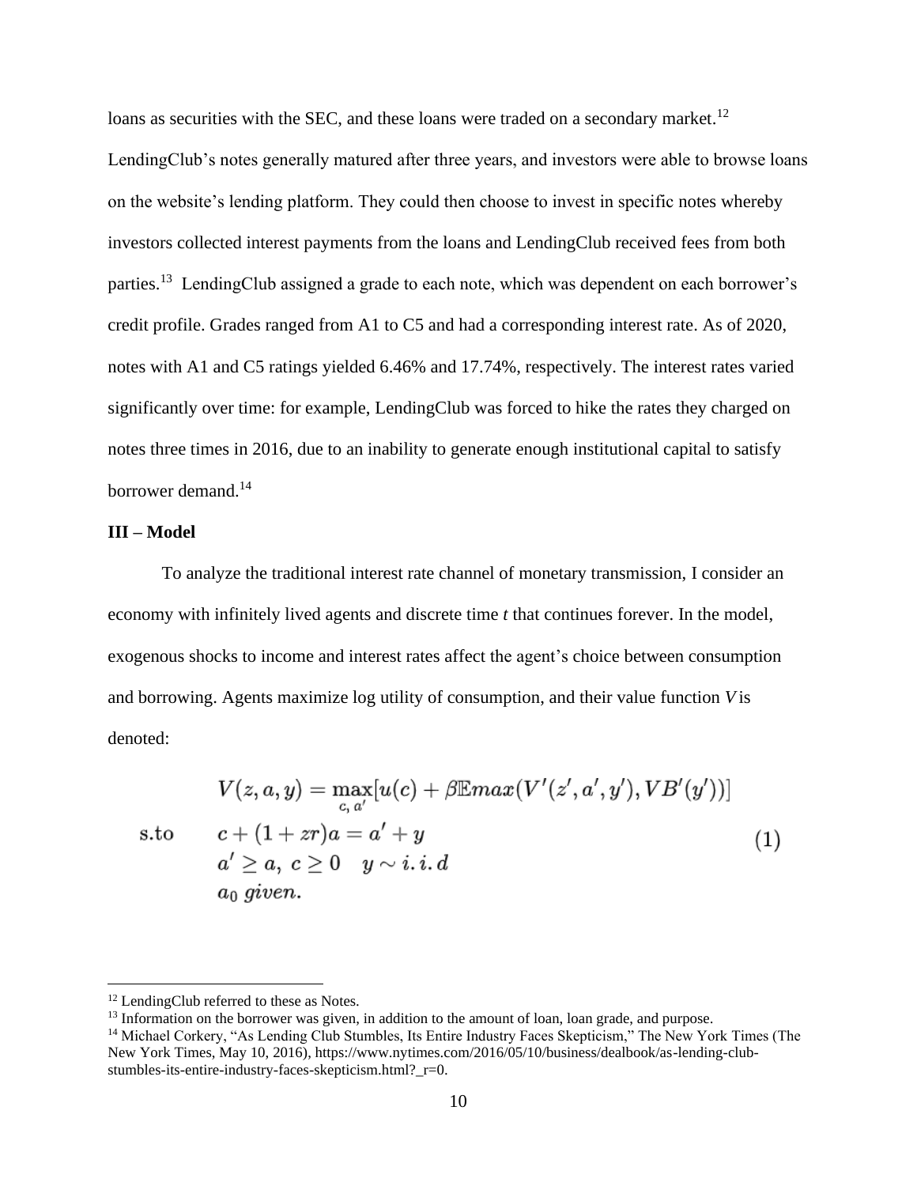loans as securities with the SEC, and these loans were traded on a secondary market.[12] LendingClub's notes generally matured after three years, and investors were able to browse loans on the website's lending platform. They could then choose to invest in specific notes whereby investors collected interest payments from the loans and LendingClub received fees from both parties.[13] LendingClub assigned a grade to each note, which was dependent on each borrower's credit profile. Grades ranged from A1 to C5 and had a corresponding interest rate. As of 2020, notes with A1 and C5 ratings yielded 6.46% and 17.74%, respectively. The interest rates varied significantly over time: for example, LendingClub was forced to hike the rates they charged on notes three times in 2016, due to an inability to generate enough institutional capital to satisfy borrower demand.[14]

**III – Model**

To analyze the traditional interest rate channel of monetary transmission, I consider an economy with infinitely lived agents and discrete time *t* that continues forever. In the model, exogenous shocks to income and interest rates affect the agent's choice between consumption and borrowing. Agents maximize log utility of consumption, and their value function $V$ is denoted:

$$
\begin{aligned}
& V(z, a, y) = \max_{c,\, a'} [u(c) + \beta \mathbb{E} max(V'(z', a', y'), VB'(y'))] \\
\text{s.to} \quad & c + (1 + zr)a = a' + y \\
& a' \geq a,\ c \geq 0 \quad y \sim i.i.d \\
& a_0\ given.
\end{aligned}
\tag{1}
$$

[12] LendingClub referred to these as Notes.

[13] Information on the borrower was given, in addition to the amount of loan, loan grade, and purpose.

[14] Michael Corkery, "As Lending Club Stumbles, Its Entire Industry Faces Skepticism," The New York Times (The New York Times, May 10, 2016), https://www.nytimes.com/2016/05/10/business/dealbook/as-lending-club-stumbles-its-entire-industry-faces-skepticism.html?_r=0.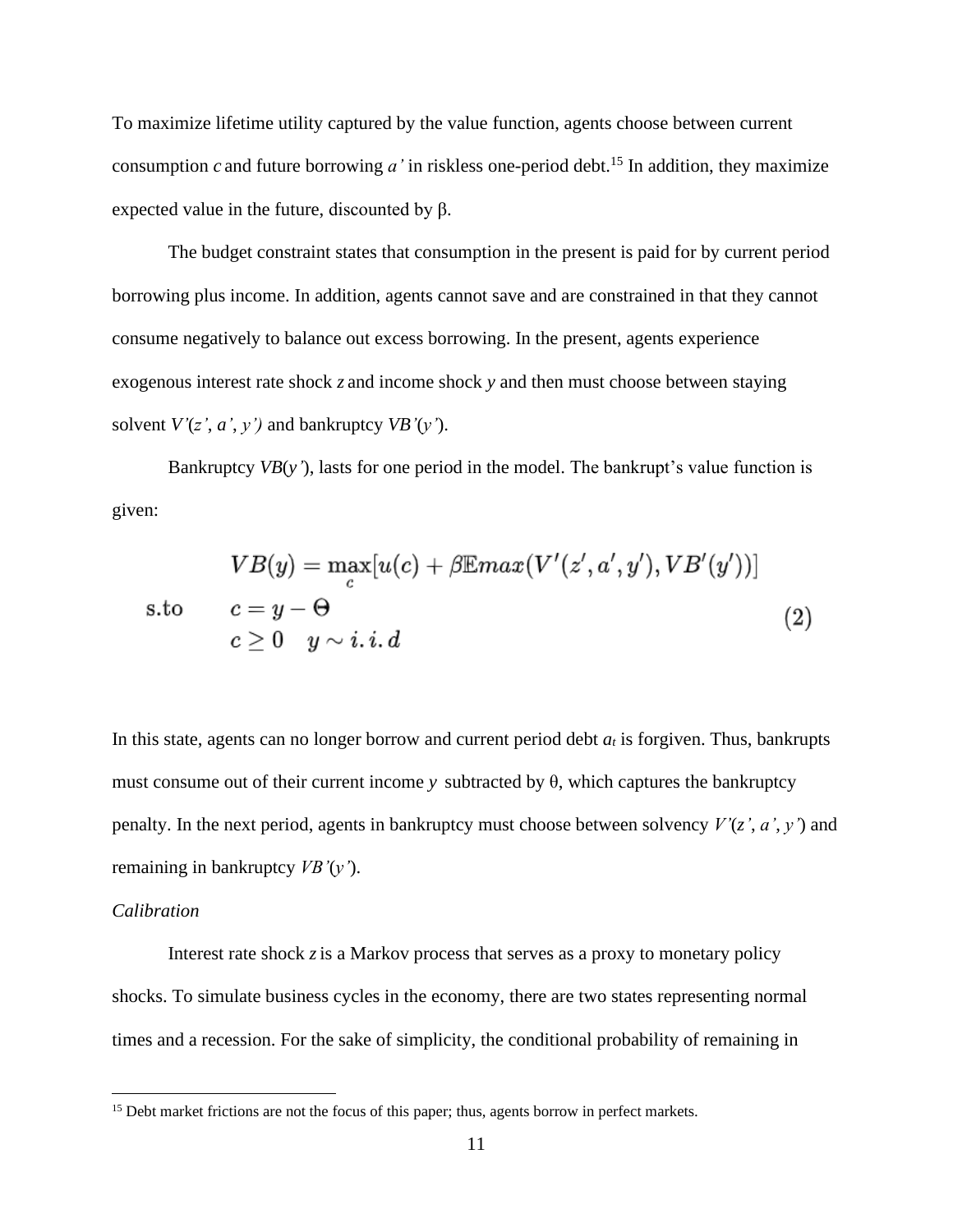To maximize lifetime utility captured by the value function, agents choose between current consumption $c$ and future borrowing $a'$ in riskless one-period debt.[15] In addition, they maximize expected value in the future, discounted by β.

The budget constraint states that consumption in the present is paid for by current period borrowing plus income. In addition, agents cannot save and are constrained in that they cannot consume negatively to balance out excess borrowing. In the present, agents experience exogenous interest rate shock $z$ and income shock $y$ and then must choose between staying solvent $V'(z', a', y')$ and bankruptcy $VB'(y')$.

Bankruptcy $VB(y')$, lasts for one period in the model. The bankrupt's value function is given:

$$
\begin{aligned}
VB(y) &= \max_{c}[u(c) + \beta \mathbb{E} max(V'(z', a', y'), VB'(y'))] \\
\text{s.to} \quad c &= y - \Theta \\
c &\geq 0 \quad y \sim i.i.d
\end{aligned}
\tag{2}
$$

In this state, agents can no longer borrow and current period debt $a_t$ is forgiven. Thus, bankrupts must consume out of their current income $y$ subtracted by θ, which captures the bankruptcy penalty. In the next period, agents in bankruptcy must choose between solvency $V'(z', a', y')$ and remaining in bankruptcy $VB'(y')$.

*Calibration*

Interest rate shock $z$ is a Markov process that serves as a proxy to monetary policy shocks. To simulate business cycles in the economy, there are two states representing normal times and a recession. For the sake of simplicity, the conditional probability of remaining in

[15] Debt market frictions are not the focus of this paper; thus, agents borrow in perfect markets.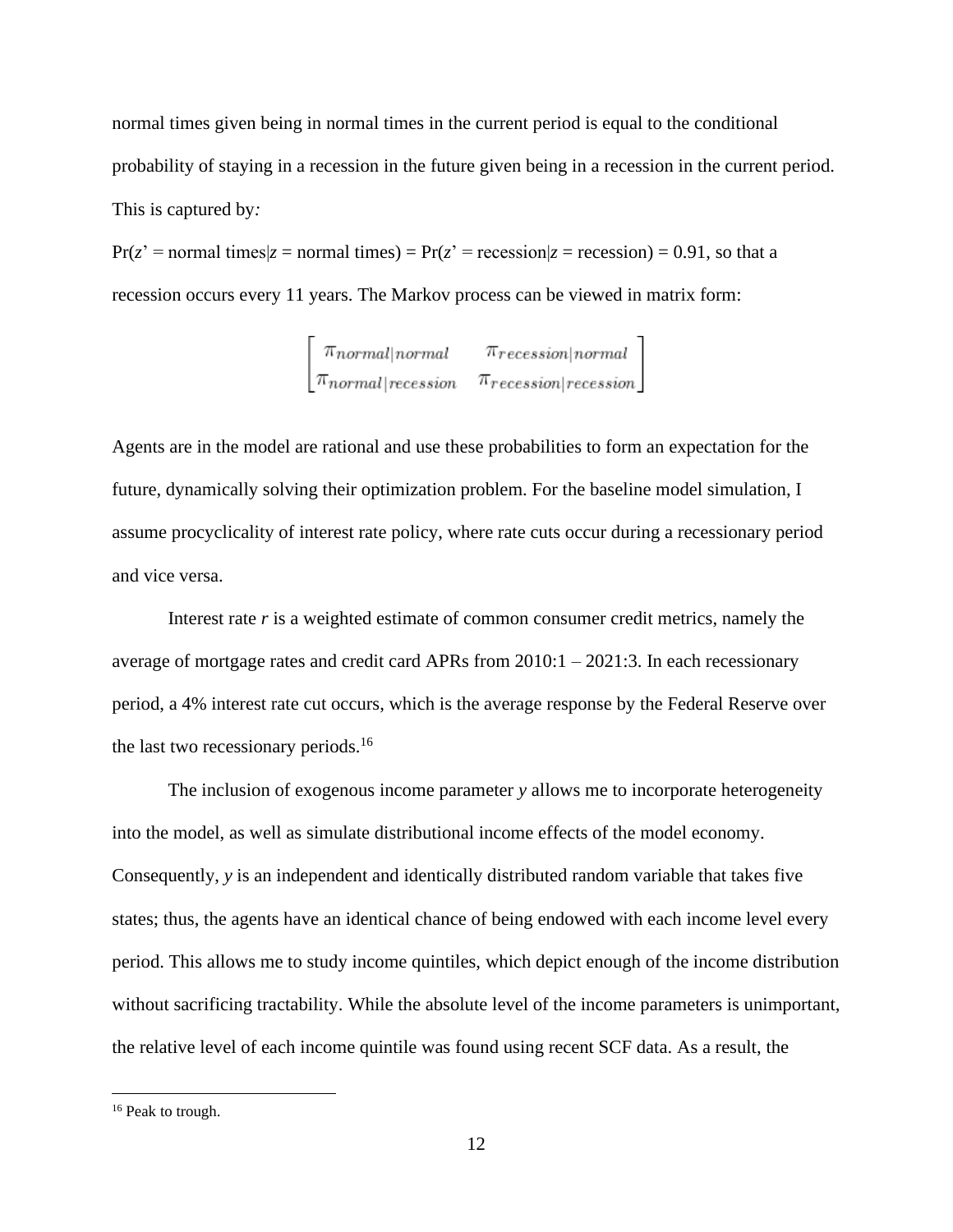normal times given being in normal times in the current period is equal to the conditional probability of staying in a recession in the future given being in a recession in the current period. This is captured by*:*

Pr($z'$ = normal times|$z$ = normal times) = Pr($z'$ = recession|$z$ = recession) = 0.91, so that a recession occurs every 11 years. The Markov process can be viewed in matrix form:

$$\begin{bmatrix} \pi_{normal|normal} & \pi_{recession|normal} \\ \pi_{normal|recession} & \pi_{recession|recession} \end{bmatrix}$$

Agents are in the model are rational and use these probabilities to form an expectation for the future, dynamically solving their optimization problem. For the baseline model simulation, I assume procyclicality of interest rate policy, where rate cuts occur during a recessionary period and vice versa.

Interest rate $r$ is a weighted estimate of common consumer credit metrics, namely the average of mortgage rates and credit card APRs from 2010:1 – 2021:3. In each recessionary period, a 4% interest rate cut occurs, which is the average response by the Federal Reserve over the last two recessionary periods.[16]

The inclusion of exogenous income parameter $y$ allows me to incorporate heterogeneity into the model, as well as simulate distributional income effects of the model economy. Consequently, $y$ is an independent and identically distributed random variable that takes five states; thus, the agents have an identical chance of being endowed with each income level every period. This allows me to study income quintiles, which depict enough of the income distribution without sacrificing tractability. While the absolute level of the income parameters is unimportant, the relative level of each income quintile was found using recent SCF data. As a result, the

[16] Peak to trough.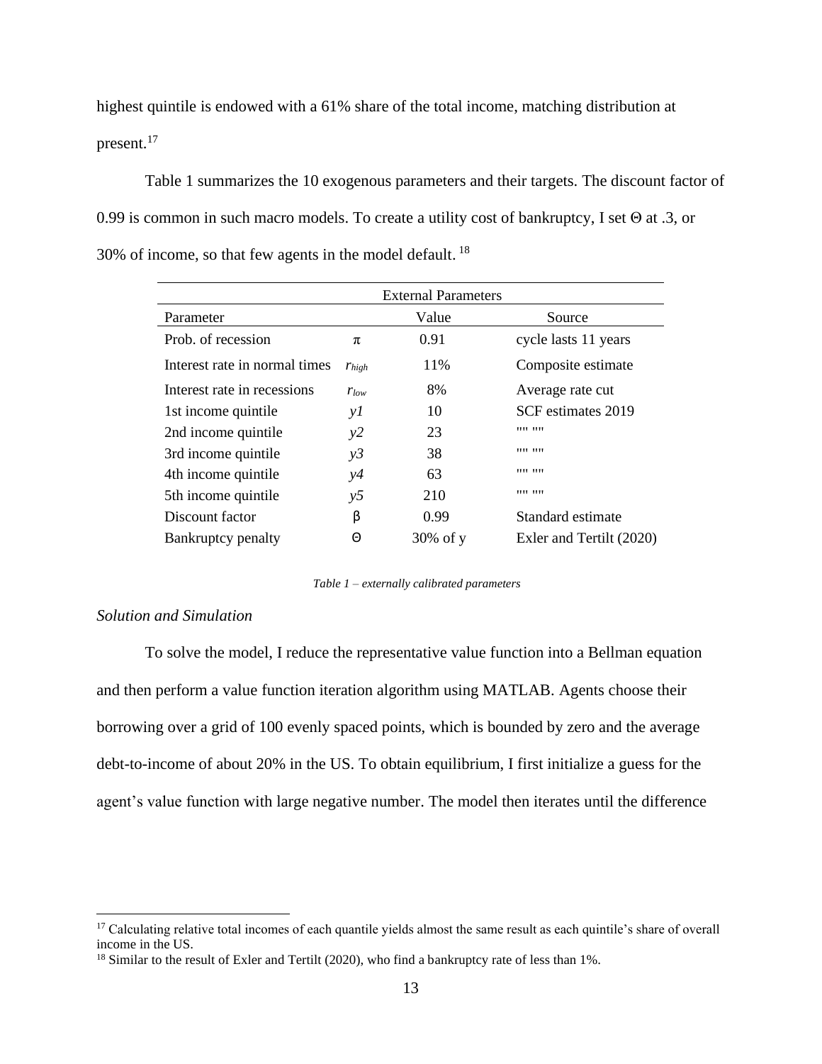highest quintile is endowed with a 61% share of the total income, matching distribution at present.[17]

Table 1 summarizes the 10 exogenous parameters and their targets. The discount factor of 0.99 is common in such macro models. To create a utility cost of bankruptcy, I set Θ at .3, or 30% of income, so that few agents in the model default. [18]

| External Parameters | | | |
|---|---|---|---|
| Parameter | | Value | Source |
| Prob. of recession | $\pi$ | 0.91 | cycle lasts 11 years |
| Interest rate in normal times | $r_{high}$ | 11% | Composite estimate |
| Interest rate in recessions | $r_{low}$ | 8% | Average rate cut |
| 1st income quintile | $y1$ | 10 | SCF estimates 2019 |
| 2nd income quintile | $y2$ | 23 | "" "" |
| 3rd income quintile | $y3$ | 38 | "" "" |
| 4th income quintile | $y4$ | 63 | "" "" |
| 5th income quintile | $y5$ | 210 | "" "" |
| Discount factor | $\beta$ | 0.99 | Standard estimate |
| Bankruptcy penalty | $\Theta$ | 30% of y | Exler and Tertilt (2020) |

*Table 1 – externally calibrated parameters*

*Solution and Simulation*

To solve the model, I reduce the representative value function into a Bellman equation and then perform a value function iteration algorithm using MATLAB. Agents choose their borrowing over a grid of 100 evenly spaced points, which is bounded by zero and the average debt-to-income of about 20% in the US. To obtain equilibrium, I first initialize a guess for the agent's value function with large negative number. The model then iterates until the difference

[17] Calculating relative total incomes of each quantile yields almost the same result as each quintile's share of overall income in the US.

[18] Similar to the result of Exler and Tertilt (2020), who find a bankruptcy rate of less than 1%.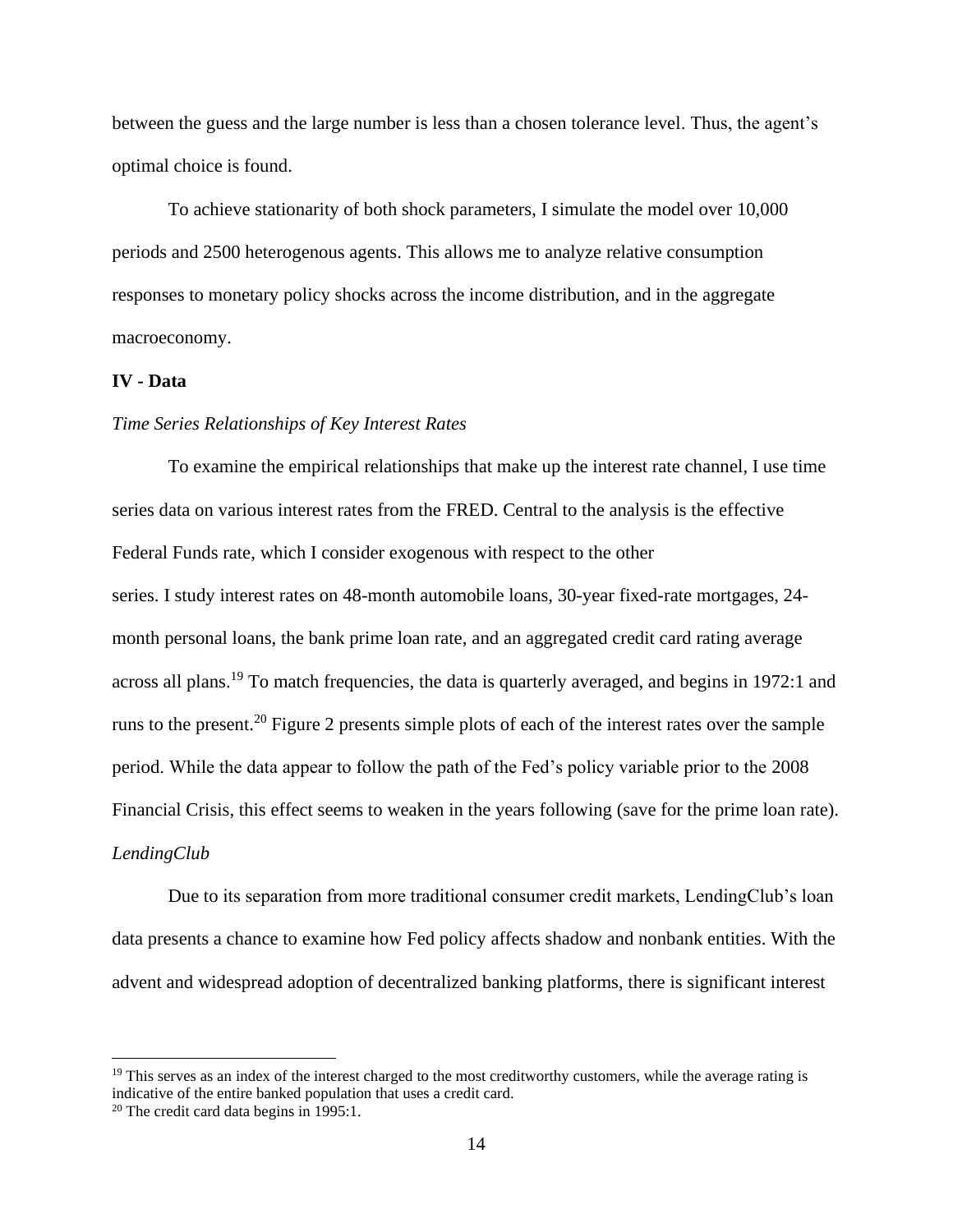between the guess and the large number is less than a chosen tolerance level. Thus, the agent's optimal choice is found.

To achieve stationarity of both shock parameters, I simulate the model over 10,000 periods and 2500 heterogenous agents. This allows me to analyze relative consumption responses to monetary policy shocks across the income distribution, and in the aggregate macroeconomy.

## IV - Data

### *Time Series Relationships of Key Interest Rates*

To examine the empirical relationships that make up the interest rate channel, I use time series data on various interest rates from the FRED. Central to the analysis is the effective Federal Funds rate, which I consider exogenous with respect to the other series. I study interest rates on 48-month automobile loans, 30-year fixed-rate mortgages, 24-month personal loans, the bank prime loan rate, and an aggregated credit card rating average across all plans.[19] To match frequencies, the data is quarterly averaged, and begins in 1972:1 and runs to the present.[20] Figure 2 presents simple plots of each of the interest rates over the sample period. While the data appear to follow the path of the Fed's policy variable prior to the 2008 Financial Crisis, this effect seems to weaken in the years following (save for the prime loan rate).

### *LendingClub*

Due to its separation from more traditional consumer credit markets, LendingClub's loan data presents a chance to examine how Fed policy affects shadow and nonbank entities. With the advent and widespread adoption of decentralized banking platforms, there is significant interest

---

[19] This serves as an index of the interest charged to the most creditworthy customers, while the average rating is indicative of the entire banked population that uses a credit card.

[20] The credit card data begins in 1995:1.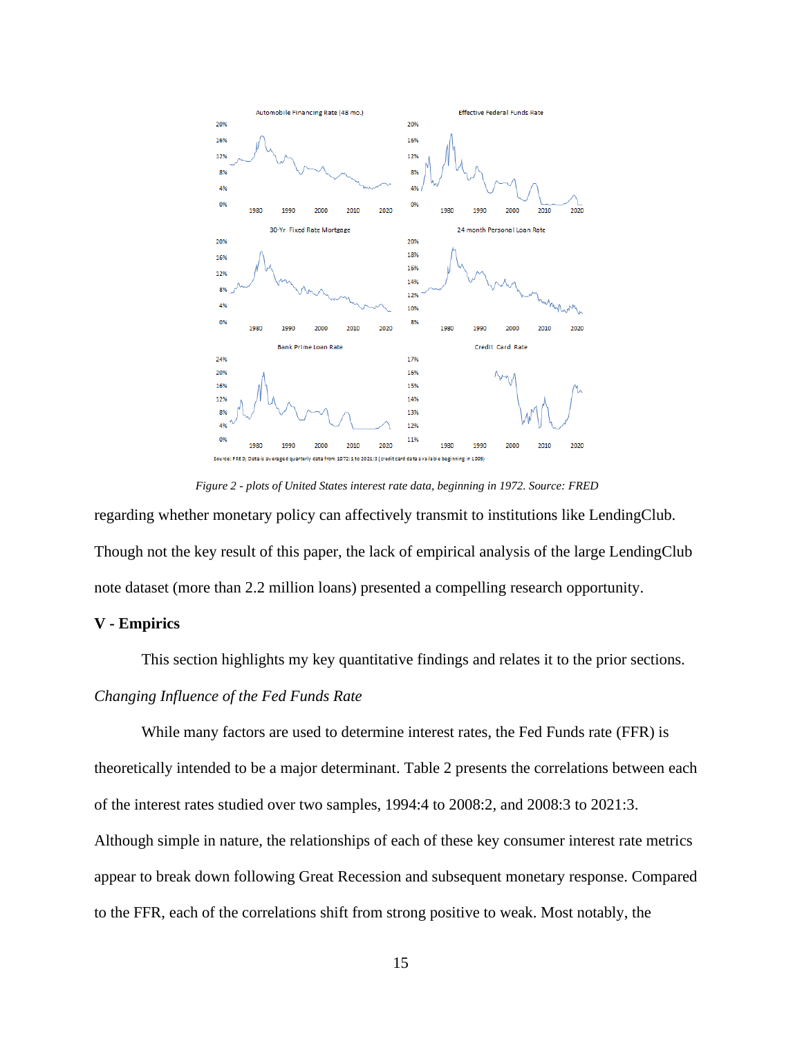*Figure 2 - plots of United States interest rate data, beginning in 1972. Source: FRED*

regarding whether monetary policy can affectively transmit to institutions like LendingClub. Though not the key result of this paper, the lack of empirical analysis of the large LendingClub note dataset (more than 2.2 million loans) presented a compelling research opportunity.

## V - Empirics

This section highlights my key quantitative findings and relates it to the prior sections.

*Changing Influence of the Fed Funds Rate*

While many factors are used to determine interest rates, the Fed Funds rate (FFR) is theoretically intended to be a major determinant. Table 2 presents the correlations between each of the interest rates studied over two samples, 1994:4 to 2008:2, and 2008:3 to 2021:3. Although simple in nature, the relationships of each of these key consumer interest rate metrics appear to break down following Great Recession and subsequent monetary response. Compared to the FFR, each of the correlations shift from strong positive to weak. Most notably, the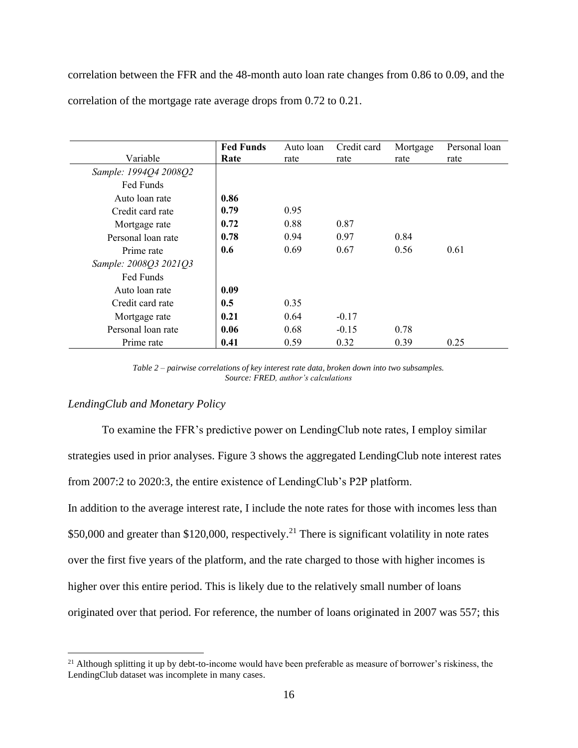correlation between the FFR and the 48-month auto loan rate changes from 0.86 to 0.09, and the correlation of the mortgage rate average drops from 0.72 to 0.21.

| Variable | **Fed Funds Rate** | Auto loan rate | Credit card rate | Mortgage rate | Personal loan rate |
|---|---|---|---|---|---|
| *Sample: 1994Q4 2008Q2* | | | | | |
| Fed Funds | | | | | |
| Auto loan rate | **0.86** | | | | |
| Credit card rate | **0.79** | 0.95 | | | |
| Mortgage rate | **0.72** | 0.88 | 0.87 | | |
| Personal loan rate | **0.78** | 0.94 | 0.97 | 0.84 | |
| Prime rate | **0.6** | 0.69 | 0.67 | 0.56 | 0.61 |
| *Sample: 2008Q3 2021Q3* | | | | | |
| Fed Funds | | | | | |
| Auto loan rate | **0.09** | | | | |
| Credit card rate | **0.5** | 0.35 | | | |
| Mortgage rate | **0.21** | 0.64 | -0.17 | | |
| Personal loan rate | **0.06** | 0.68 | -0.15 | 0.78 | |
| Prime rate | **0.41** | 0.59 | 0.32 | 0.39 | 0.25 |

*Table 2 – pairwise correlations of key interest rate data, broken down into two subsamples. Source: FRED, author's calculations*

### *LendingClub and Monetary Policy*

To examine the FFR's predictive power on LendingClub note rates, I employ similar strategies used in prior analyses. Figure 3 shows the aggregated LendingClub note interest rates from 2007:2 to 2020:3, the entire existence of LendingClub's P2P platform.

In addition to the average interest rate, I include the note rates for those with incomes less than \$50,000 and greater than \$120,000, respectively.[21] There is significant volatility in note rates over the first five years of the platform, and the rate charged to those with higher incomes is higher over this entire period. This is likely due to the relatively small number of loans originated over that period. For reference, the number of loans originated in 2007 was 557; this

[21] Although splitting it up by debt-to-income would have been preferable as measure of borrower's riskiness, the LendingClub dataset was incomplete in many cases.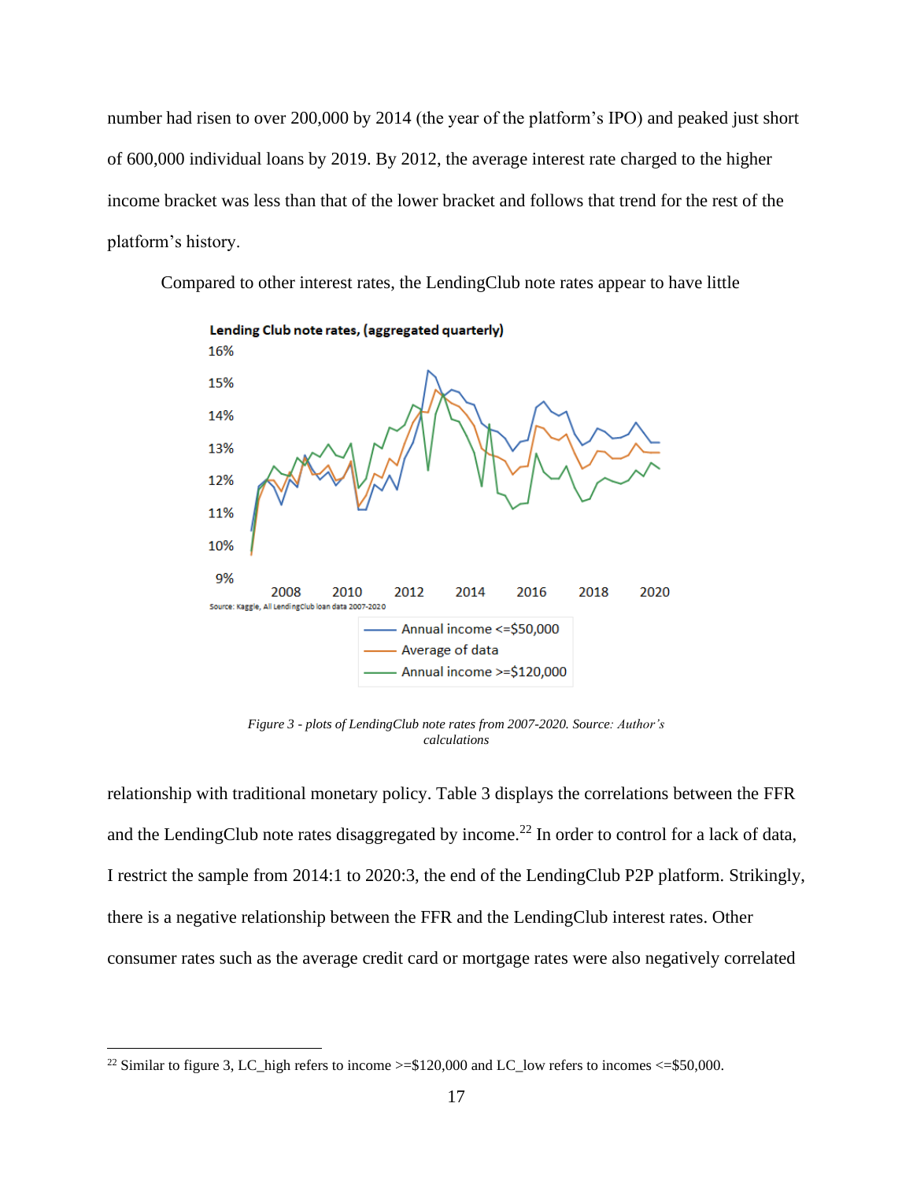number had risen to over 200,000 by 2014 (the year of the platform's IPO) and peaked just short of 600,000 individual loans by 2019. By 2012, the average interest rate charged to the higher income bracket was less than that of the lower bracket and follows that trend for the rest of the platform's history.

Compared to other interest rates, the LendingClub note rates appear to have little

*Figure 3 - plots of LendingClub note rates from 2007-2020. Source: Author's calculations*

relationship with traditional monetary policy. Table 3 displays the correlations between the FFR and the LendingClub note rates disaggregated by income.[22] In order to control for a lack of data, I restrict the sample from 2014:1 to 2020:3, the end of the LendingClub P2P platform. Strikingly, there is a negative relationship between the FFR and the LendingClub interest rates. Other consumer rates such as the average credit card or mortgage rates were also negatively correlated

[22] Similar to figure 3, LC_high refers to income >=$120,000 and LC_low refers to incomes <=$50,000.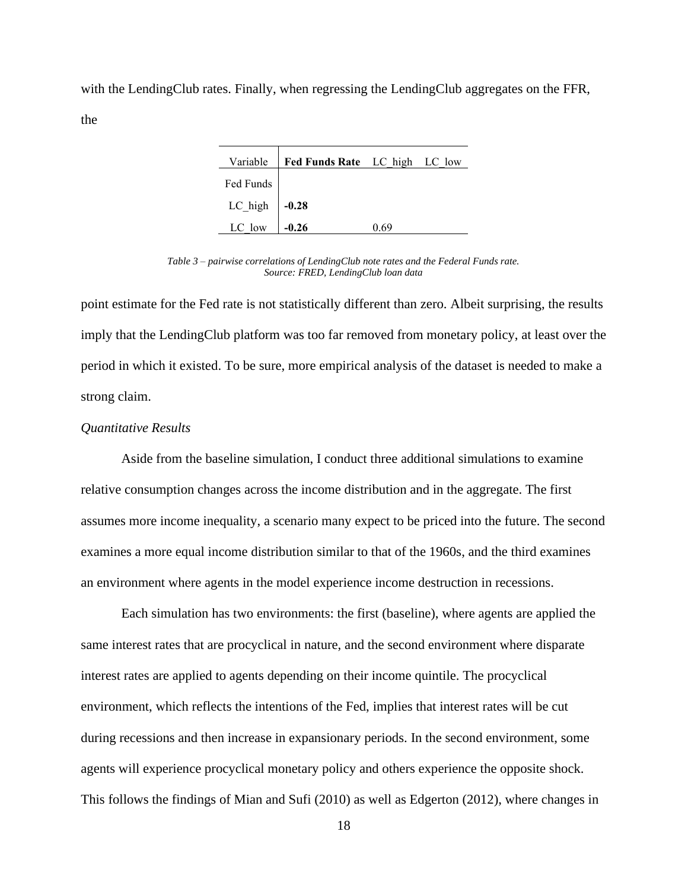with the LendingClub rates. Finally, when regressing the LendingClub aggregates on the FFR, the

| Variable | **Fed Funds Rate** | LC_high | LC_low |
|---|---|---|---|
| Fed Funds | | | |
| LC_high | **-0.28** | | |
| LC_low | **-0.26** | 0.69 | |

*Table 3 – pairwise correlations of LendingClub note rates and the Federal Funds rate. Source: FRED, LendingClub loan data*

point estimate for the Fed rate is not statistically different than zero. Albeit surprising, the results imply that the LendingClub platform was too far removed from monetary policy, at least over the period in which it existed. To be sure, more empirical analysis of the dataset is needed to make a strong claim.

*Quantitative Results*

Aside from the baseline simulation, I conduct three additional simulations to examine relative consumption changes across the income distribution and in the aggregate. The first assumes more income inequality, a scenario many expect to be priced into the future. The second examines a more equal income distribution similar to that of the 1960s, and the third examines an environment where agents in the model experience income destruction in recessions.

Each simulation has two environments: the first (baseline), where agents are applied the same interest rates that are procyclical in nature, and the second environment where disparate interest rates are applied to agents depending on their income quintile. The procyclical environment, which reflects the intentions of the Fed, implies that interest rates will be cut during recessions and then increase in expansionary periods. In the second environment, some agents will experience procyclical monetary policy and others experience the opposite shock. This follows the findings of Mian and Sufi (2010) as well as Edgerton (2012), where changes in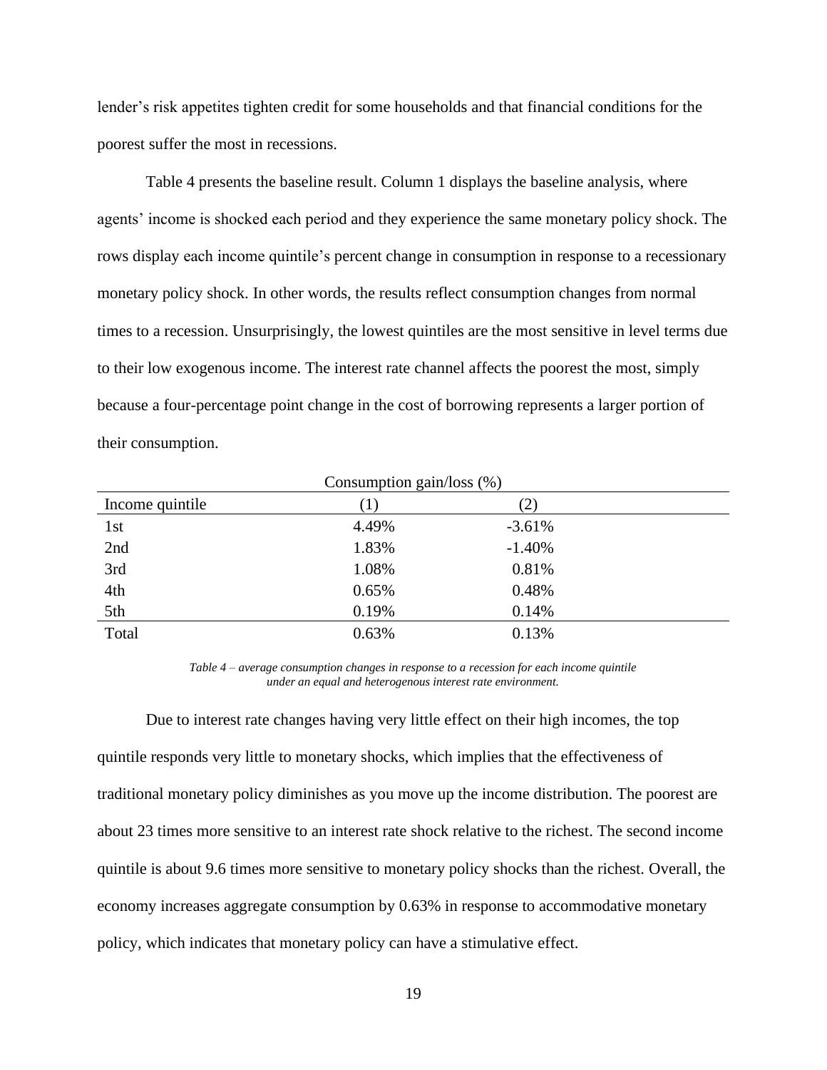lender's risk appetites tighten credit for some households and that financial conditions for the poorest suffer the most in recessions.

Table 4 presents the baseline result. Column 1 displays the baseline analysis, where agents' income is shocked each period and they experience the same monetary policy shock. The rows display each income quintile's percent change in consumption in response to a recessionary monetary policy shock. In other words, the results reflect consumption changes from normal times to a recession. Unsurprisingly, the lowest quintiles are the most sensitive in level terms due to their low exogenous income. The interest rate channel affects the poorest the most, simply because a four-percentage point change in the cost of borrowing represents a larger portion of their consumption.

| | Consumption gain/loss (%) | |
|---|---|---|
| Income quintile | (1) | (2) |
| 1st | 4.49% | -3.61% |
| 2nd | 1.83% | -1.40% |
| 3rd | 1.08% | 0.81% |
| 4th | 0.65% | 0.48% |
| 5th | 0.19% | 0.14% |
| Total | 0.63% | 0.13% |

*Table 4 – average consumption changes in response to a recession for each income quintile under an equal and heterogenous interest rate environment.*

Due to interest rate changes having very little effect on their high incomes, the top quintile responds very little to monetary shocks, which implies that the effectiveness of traditional monetary policy diminishes as you move up the income distribution. The poorest are about 23 times more sensitive to an interest rate shock relative to the richest. The second income quintile is about 9.6 times more sensitive to monetary policy shocks than the richest. Overall, the economy increases aggregate consumption by 0.63% in response to accommodative monetary policy, which indicates that monetary policy can have a stimulative effect.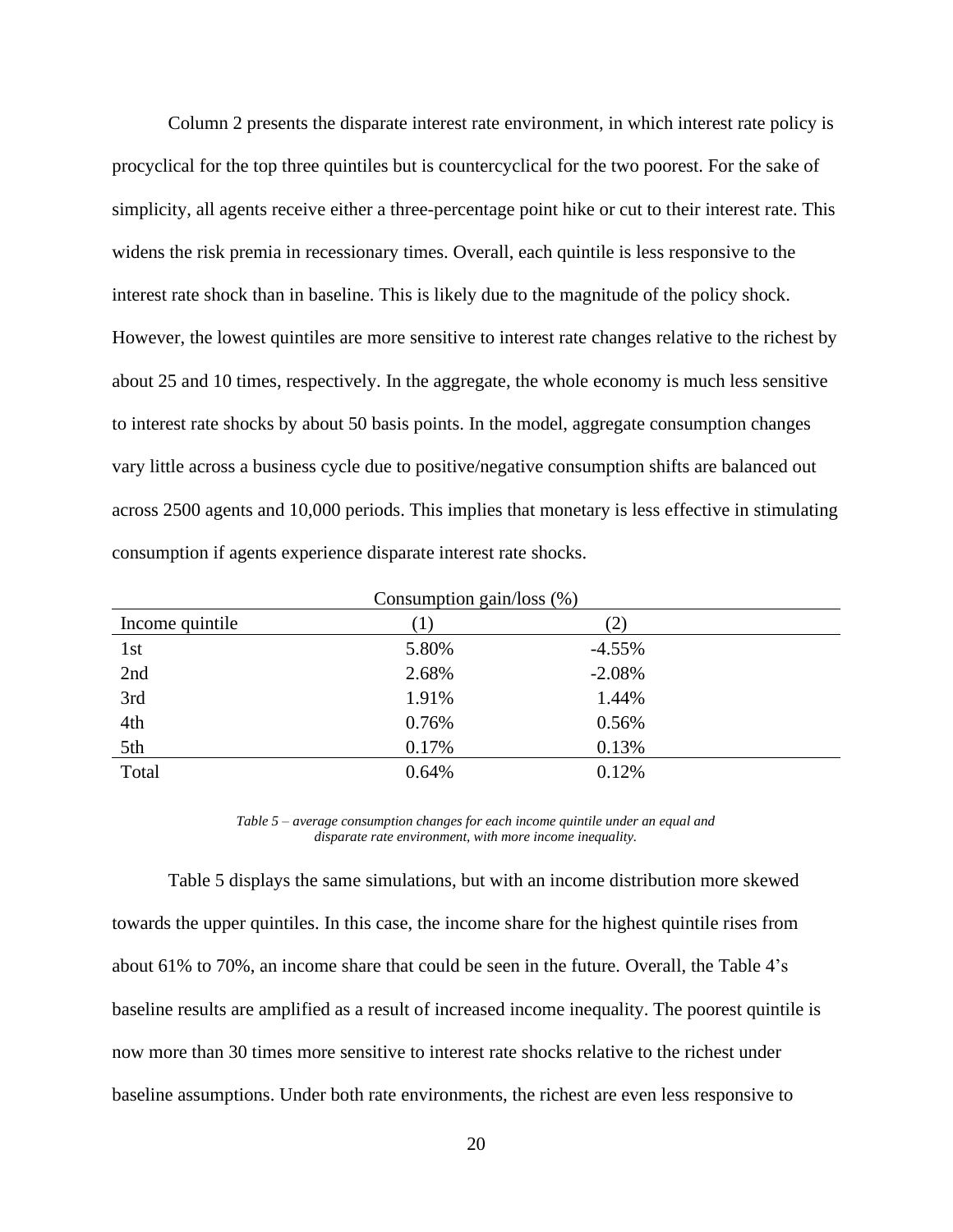Column 2 presents the disparate interest rate environment, in which interest rate policy is procyclical for the top three quintiles but is countercyclical for the two poorest. For the sake of simplicity, all agents receive either a three-percentage point hike or cut to their interest rate. This widens the risk premia in recessionary times. Overall, each quintile is less responsive to the interest rate shock than in baseline. This is likely due to the magnitude of the policy shock. However, the lowest quintiles are more sensitive to interest rate changes relative to the richest by about 25 and 10 times, respectively. In the aggregate, the whole economy is much less sensitive to interest rate shocks by about 50 basis points. In the model, aggregate consumption changes vary little across a business cycle due to positive/negative consumption shifts are balanced out across 2500 agents and 10,000 periods. This implies that monetary is less effective in stimulating consumption if agents experience disparate interest rate shocks.

| | Consumption gain/loss (%) | |
|---|---|---|
| Income quintile | (1) | (2) |
| 1st | 5.80% | -4.55% |
| 2nd | 2.68% | -2.08% |
| 3rd | 1.91% | 1.44% |
| 4th | 0.76% | 0.56% |
| 5th | 0.17% | 0.13% |
| Total | 0.64% | 0.12% |

*Table 5 – average consumption changes for each income quintile under an equal and disparate rate environment, with more income inequality.*

Table 5 displays the same simulations, but with an income distribution more skewed towards the upper quintiles. In this case, the income share for the highest quintile rises from about 61% to 70%, an income share that could be seen in the future. Overall, the Table 4's baseline results are amplified as a result of increased income inequality. The poorest quintile is now more than 30 times more sensitive to interest rate shocks relative to the richest under baseline assumptions. Under both rate environments, the richest are even less responsive to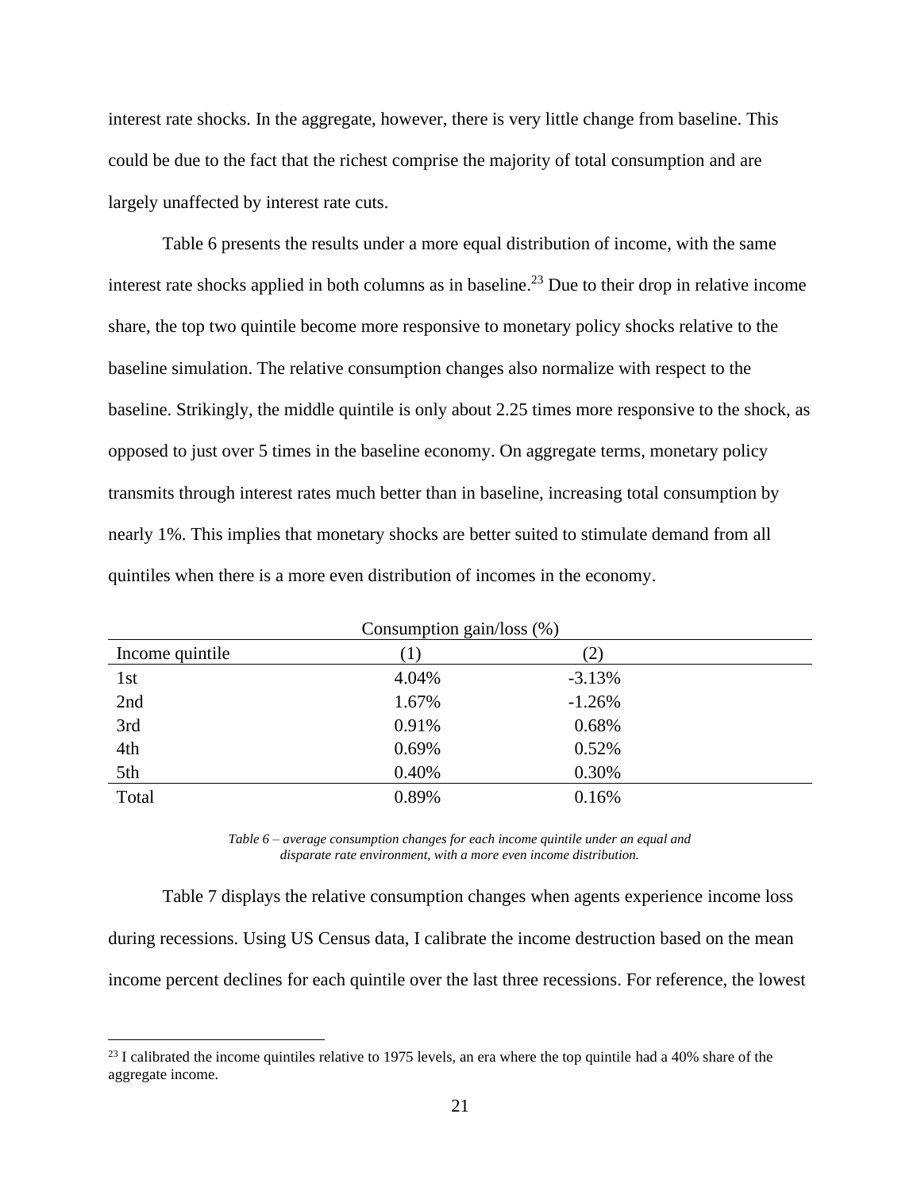interest rate shocks. In the aggregate, however, there is very little change from baseline. This could be due to the fact that the richest comprise the majority of total consumption and are largely unaffected by interest rate cuts.

Table 6 presents the results under a more equal distribution of income, with the same interest rate shocks applied in both columns as in baseline.[23] Due to their drop in relative income share, the top two quintile become more responsive to monetary policy shocks relative to the baseline simulation. The relative consumption changes also normalize with respect to the baseline. Strikingly, the middle quintile is only about 2.25 times more responsive to the shock, as opposed to just over 5 times in the baseline economy. On aggregate terms, monetary policy transmits through interest rates much better than in baseline, increasing total consumption by nearly 1%. This implies that monetary shocks are better suited to stimulate demand from all quintiles when there is a more even distribution of incomes in the economy.

| | Consumption gain/loss (%) | |
|---|---|---|
| Income quintile | (1) | (2) |
| 1st | 4.04% | -3.13% |
| 2nd | 1.67% | -1.26% |
| 3rd | 0.91% | 0.68% |
| 4th | 0.69% | 0.52% |
| 5th | 0.40% | 0.30% |
| Total | 0.89% | 0.16% |

*Table 6 – average consumption changes for each income quintile under an equal and disparate rate environment, with a more even income distribution.*

Table 7 displays the relative consumption changes when agents experience income loss during recessions. Using US Census data, I calibrate the income destruction based on the mean income percent declines for each quintile over the last three recessions. For reference, the lowest

[23] I calibrated the income quintiles relative to 1975 levels, an era where the top quintile had a 40% share of the aggregate income.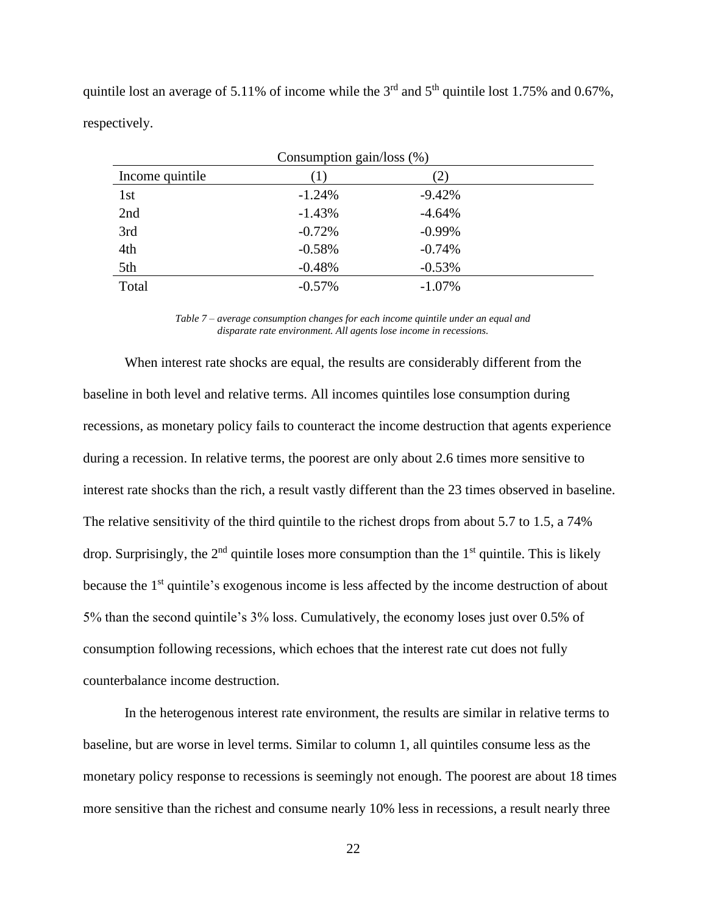quintile lost an average of 5.11% of income while the 3rd and 5th quintile lost 1.75% and 0.67%, respectively.

| | Consumption gain/loss (%) | |
|---|---|---|
| Income quintile | (1) | (2) |
| 1st | -1.24% | -9.42% |
| 2nd | -1.43% | -4.64% |
| 3rd | -0.72% | -0.99% |
| 4th | -0.58% | -0.74% |
| 5th | -0.48% | -0.53% |
| Total | -0.57% | -1.07% |

*Table 7 – average consumption changes for each income quintile under an equal and disparate rate environment. All agents lose income in recessions.*

When interest rate shocks are equal, the results are considerably different from the baseline in both level and relative terms. All incomes quintiles lose consumption during recessions, as monetary policy fails to counteract the income destruction that agents experience during a recession. In relative terms, the poorest are only about 2.6 times more sensitive to interest rate shocks than the rich, a result vastly different than the 23 times observed in baseline. The relative sensitivity of the third quintile to the richest drops from about 5.7 to 1.5, a 74% drop. Surprisingly, the 2nd quintile loses more consumption than the 1st quintile. This is likely because the 1st quintile's exogenous income is less affected by the income destruction of about 5% than the second quintile's 3% loss. Cumulatively, the economy loses just over 0.5% of consumption following recessions, which echoes that the interest rate cut does not fully counterbalance income destruction.

In the heterogenous interest rate environment, the results are similar in relative terms to baseline, but are worse in level terms. Similar to column 1, all quintiles consume less as the monetary policy response to recessions is seemingly not enough. The poorest are about 18 times more sensitive than the richest and consume nearly 10% less in recessions, a result nearly three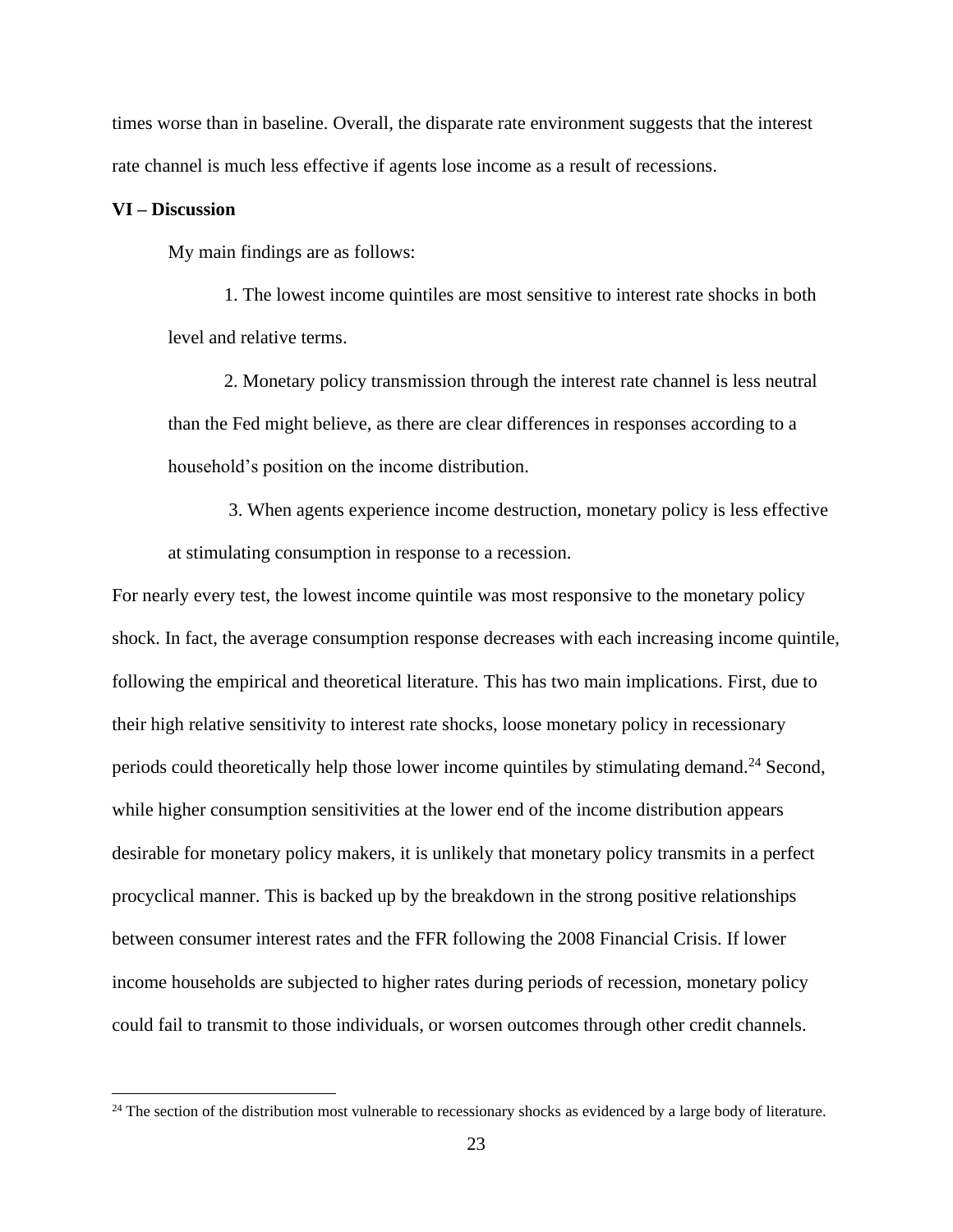times worse than in baseline. Overall, the disparate rate environment suggests that the interest rate channel is much less effective if agents lose income as a result of recessions.

## VI – Discussion

My main findings are as follows:

1. The lowest income quintiles are most sensitive to interest rate shocks in both level and relative terms.

2. Monetary policy transmission through the interest rate channel is less neutral than the Fed might believe, as there are clear differences in responses according to a household's position on the income distribution.

3. When agents experience income destruction, monetary policy is less effective at stimulating consumption in response to a recession.

For nearly every test, the lowest income quintile was most responsive to the monetary policy shock. In fact, the average consumption response decreases with each increasing income quintile, following the empirical and theoretical literature. This has two main implications. First, due to their high relative sensitivity to interest rate shocks, loose monetary policy in recessionary periods could theoretically help those lower income quintiles by stimulating demand.[24] Second, while higher consumption sensitivities at the lower end of the income distribution appears desirable for monetary policy makers, it is unlikely that monetary policy transmits in a perfect procyclical manner. This is backed up by the breakdown in the strong positive relationships between consumer interest rates and the FFR following the 2008 Financial Crisis. If lower income households are subjected to higher rates during periods of recession, monetary policy could fail to transmit to those individuals, or worsen outcomes through other credit channels.

[24] The section of the distribution most vulnerable to recessionary shocks as evidenced by a large body of literature.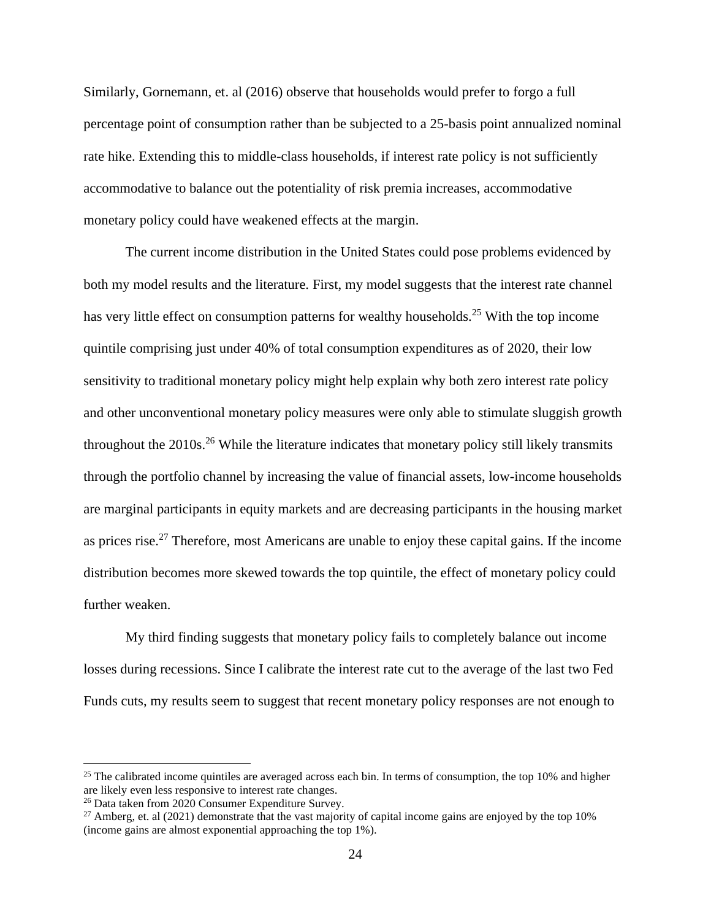Similarly, Gornemann, et. al (2016) observe that households would prefer to forgo a full percentage point of consumption rather than be subjected to a 25-basis point annualized nominal rate hike. Extending this to middle-class households, if interest rate policy is not sufficiently accommodative to balance out the potentiality of risk premia increases, accommodative monetary policy could have weakened effects at the margin.

The current income distribution in the United States could pose problems evidenced by both my model results and the literature. First, my model suggests that the interest rate channel has very little effect on consumption patterns for wealthy households.[25] With the top income quintile comprising just under 40% of total consumption expenditures as of 2020, their low sensitivity to traditional monetary policy might help explain why both zero interest rate policy and other unconventional monetary policy measures were only able to stimulate sluggish growth throughout the 2010s.[26] While the literature indicates that monetary policy still likely transmits through the portfolio channel by increasing the value of financial assets, low-income households are marginal participants in equity markets and are decreasing participants in the housing market as prices rise.[27] Therefore, most Americans are unable to enjoy these capital gains. If the income distribution becomes more skewed towards the top quintile, the effect of monetary policy could further weaken.

My third finding suggests that monetary policy fails to completely balance out income losses during recessions. Since I calibrate the interest rate cut to the average of the last two Fed Funds cuts, my results seem to suggest that recent monetary policy responses are not enough to

---

[25] The calibrated income quintiles are averaged across each bin. In terms of consumption, the top 10% and higher are likely even less responsive to interest rate changes.

[26] Data taken from 2020 Consumer Expenditure Survey.

[27] Amberg, et. al (2021) demonstrate that the vast majority of capital income gains are enjoyed by the top 10% (income gains are almost exponential approaching the top 1%).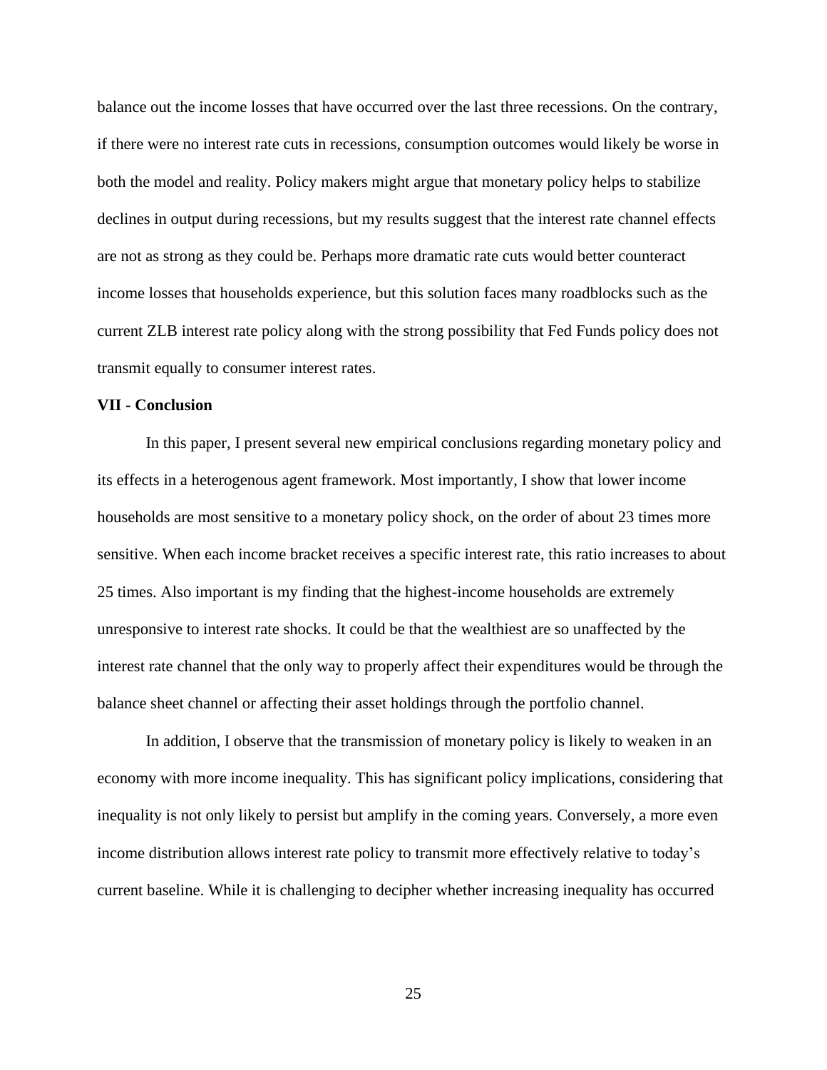balance out the income losses that have occurred over the last three recessions. On the contrary, if there were no interest rate cuts in recessions, consumption outcomes would likely be worse in both the model and reality. Policy makers might argue that monetary policy helps to stabilize declines in output during recessions, but my results suggest that the interest rate channel effects are not as strong as they could be. Perhaps more dramatic rate cuts would better counteract income losses that households experience, but this solution faces many roadblocks such as the current ZLB interest rate policy along with the strong possibility that Fed Funds policy does not transmit equally to consumer interest rates.

## VII - Conclusion

In this paper, I present several new empirical conclusions regarding monetary policy and its effects in a heterogenous agent framework. Most importantly, I show that lower income households are most sensitive to a monetary policy shock, on the order of about 23 times more sensitive. When each income bracket receives a specific interest rate, this ratio increases to about 25 times. Also important is my finding that the highest-income households are extremely unresponsive to interest rate shocks. It could be that the wealthiest are so unaffected by the interest rate channel that the only way to properly affect their expenditures would be through the balance sheet channel or affecting their asset holdings through the portfolio channel.

In addition, I observe that the transmission of monetary policy is likely to weaken in an economy with more income inequality. This has significant policy implications, considering that inequality is not only likely to persist but amplify in the coming years. Conversely, a more even income distribution allows interest rate policy to transmit more effectively relative to today's current baseline. While it is challenging to decipher whether increasing inequality has occurred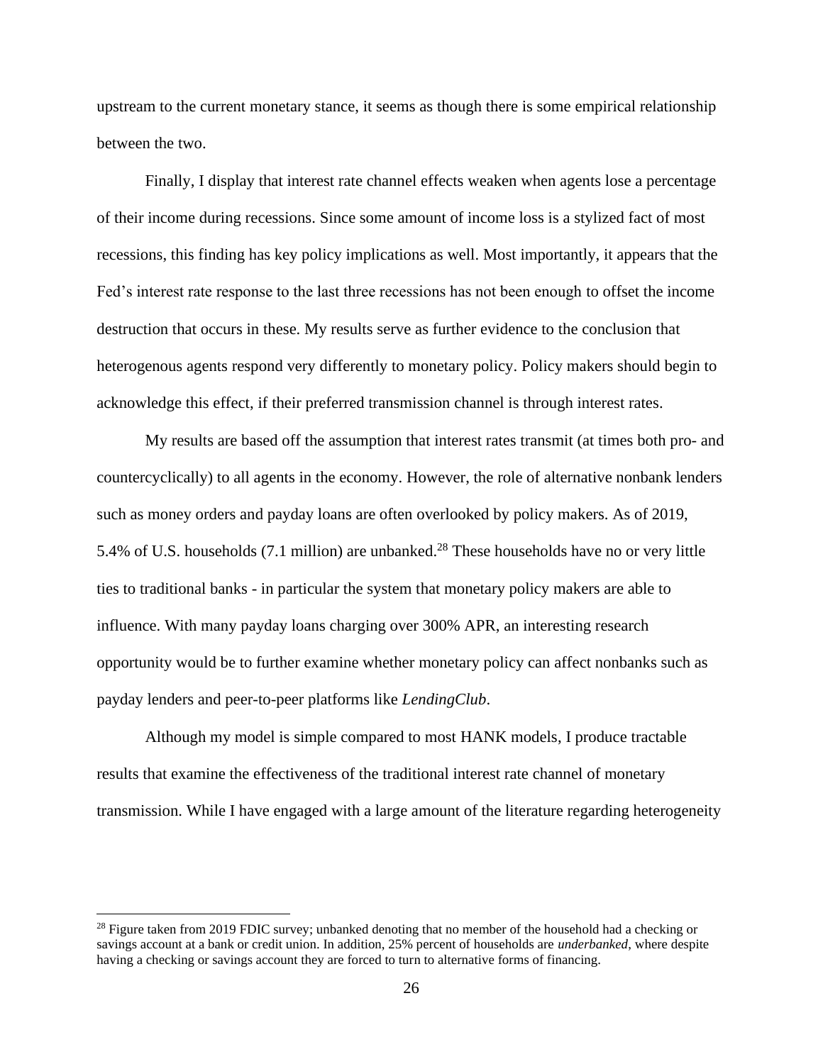upstream to the current monetary stance, it seems as though there is some empirical relationship between the two.

Finally, I display that interest rate channel effects weaken when agents lose a percentage of their income during recessions. Since some amount of income loss is a stylized fact of most recessions, this finding has key policy implications as well. Most importantly, it appears that the Fed's interest rate response to the last three recessions has not been enough to offset the income destruction that occurs in these. My results serve as further evidence to the conclusion that heterogenous agents respond very differently to monetary policy. Policy makers should begin to acknowledge this effect, if their preferred transmission channel is through interest rates.

My results are based off the assumption that interest rates transmit (at times both pro- and countercyclically) to all agents in the economy. However, the role of alternative nonbank lenders such as money orders and payday loans are often overlooked by policy makers. As of 2019, 5.4% of U.S. households (7.1 million) are unbanked.[28] These households have no or very little ties to traditional banks - in particular the system that monetary policy makers are able to influence. With many payday loans charging over 300% APR, an interesting research opportunity would be to further examine whether monetary policy can affect nonbanks such as payday lenders and peer-to-peer platforms like *LendingClub*.

Although my model is simple compared to most HANK models, I produce tractable results that examine the effectiveness of the traditional interest rate channel of monetary transmission. While I have engaged with a large amount of the literature regarding heterogeneity

[28] Figure taken from 2019 FDIC survey; unbanked denoting that no member of the household had a checking or savings account at a bank or credit union. In addition, 25% percent of households are *underbanked*, where despite having a checking or savings account they are forced to turn to alternative forms of financing.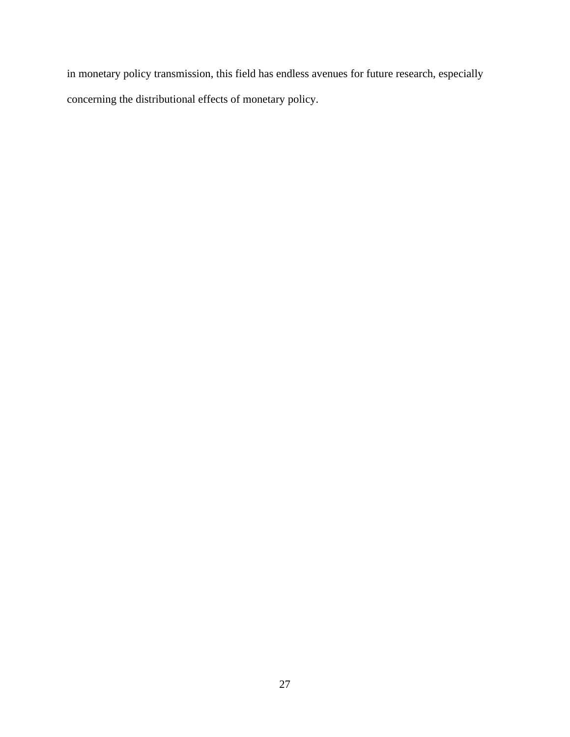in monetary policy transmission, this field has endless avenues for future research, especially concerning the distributional effects of monetary policy.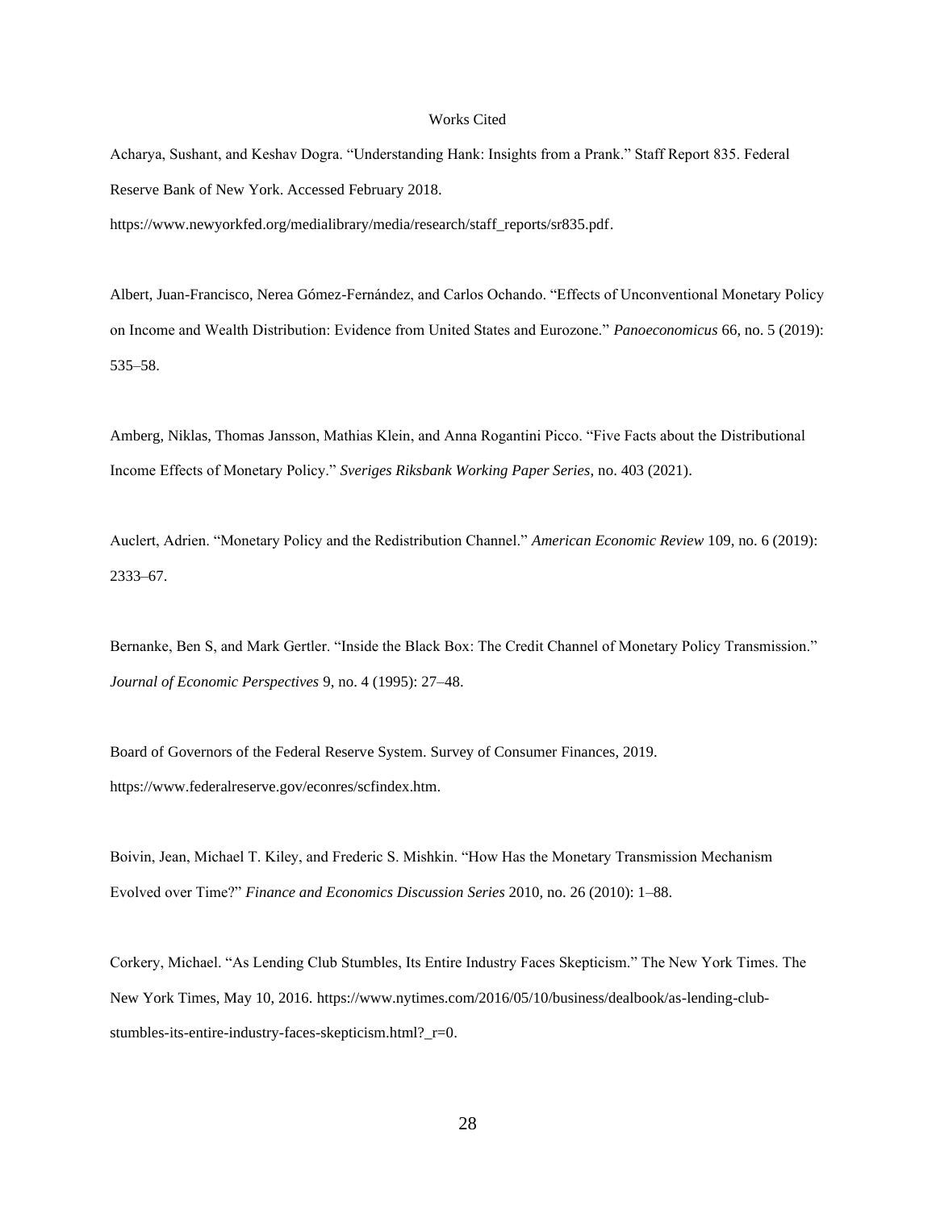# Works Cited

Acharya, Sushant, and Keshav Dogra. "Understanding Hank: Insights from a Prank." Staff Report 835. Federal Reserve Bank of New York. Accessed February 2018. https://www.newyorkfed.org/medialibrary/media/research/staff_reports/sr835.pdf.

Albert, Juan-Francisco, Nerea Gómez-Fernández, and Carlos Ochando. "Effects of Unconventional Monetary Policy on Income and Wealth Distribution: Evidence from United States and Eurozone." *Panoeconomicus* 66, no. 5 (2019): 535–58.

Amberg, Niklas, Thomas Jansson, Mathias Klein, and Anna Rogantini Picco. "Five Facts about the Distributional Income Effects of Monetary Policy." *Sveriges Riksbank Working Paper Series*, no. 403 (2021).

Auclert, Adrien. "Monetary Policy and the Redistribution Channel." *American Economic Review* 109, no. 6 (2019): 2333–67.

Bernanke, Ben S, and Mark Gertler. "Inside the Black Box: The Credit Channel of Monetary Policy Transmission." *Journal of Economic Perspectives* 9, no. 4 (1995): 27–48.

Board of Governors of the Federal Reserve System. Survey of Consumer Finances, 2019. https://www.federalreserve.gov/econres/scfindex.htm.

Boivin, Jean, Michael T. Kiley, and Frederic S. Mishkin. "How Has the Monetary Transmission Mechanism Evolved over Time?" *Finance and Economics Discussion Series* 2010, no. 26 (2010): 1–88.

Corkery, Michael. "As Lending Club Stumbles, Its Entire Industry Faces Skepticism." The New York Times. The New York Times, May 10, 2016. https://www.nytimes.com/2016/05/10/business/dealbook/as-lending-club-stumbles-its-entire-industry-faces-skepticism.html?_r=0.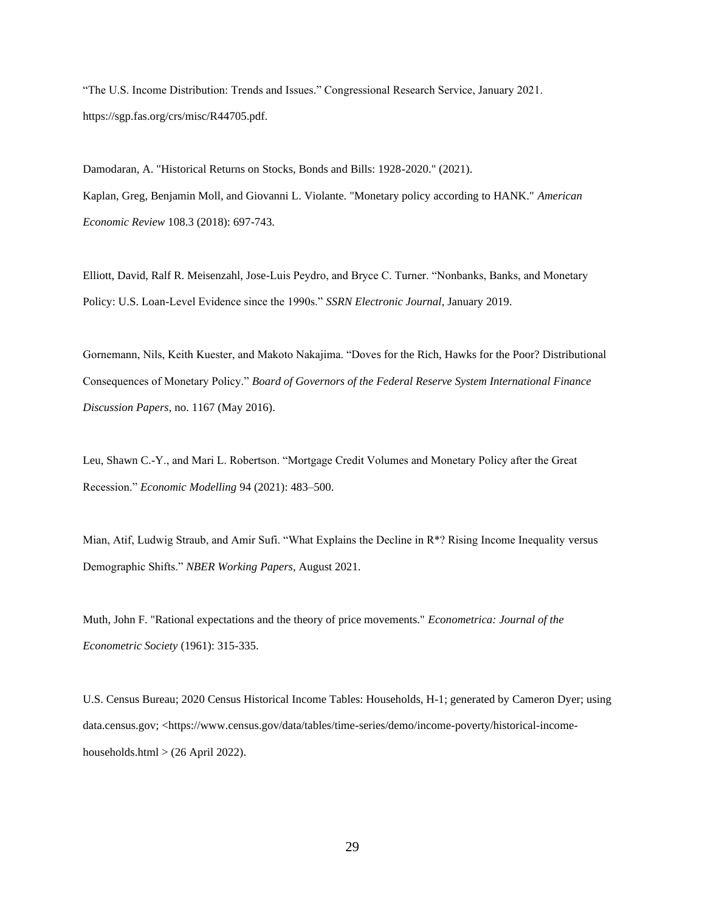"The U.S. Income Distribution: Trends and Issues." Congressional Research Service, January 2021. https://sgp.fas.org/crs/misc/R44705.pdf.

Damodaran, A. "Historical Returns on Stocks, Bonds and Bills: 1928-2020." (2021).

Kaplan, Greg, Benjamin Moll, and Giovanni L. Violante. "Monetary policy according to HANK." *American Economic Review* 108.3 (2018): 697-743.

Elliott, David, Ralf R. Meisenzahl, Jose-Luis Peydro, and Bryce C. Turner. "Nonbanks, Banks, and Monetary Policy: U.S. Loan-Level Evidence since the 1990s." *SSRN Electronic Journal*, January 2019.

Gornemann, Nils, Keith Kuester, and Makoto Nakajima. "Doves for the Rich, Hawks for the Poor? Distributional Consequences of Monetary Policy." *Board of Governors of the Federal Reserve System International Finance Discussion Papers*, no. 1167 (May 2016).

Leu, Shawn C.-Y., and Mari L. Robertson. "Mortgage Credit Volumes and Monetary Policy after the Great Recession." *Economic Modelling* 94 (2021): 483–500.

Mian, Atif, Ludwig Straub, and Amir Sufi. "What Explains the Decline in R*? Rising Income Inequality versus Demographic Shifts." *NBER Working Papers*, August 2021.

Muth, John F. "Rational expectations and the theory of price movements." *Econometrica: Journal of the Econometric Society* (1961): 315-335.

U.S. Census Bureau; 2020 Census Historical Income Tables: Households, H-1; generated by Cameron Dyer; using data.census.gov; <https://www.census.gov/data/tables/time-series/demo/income-poverty/historical-income-households.html > (26 April 2022).